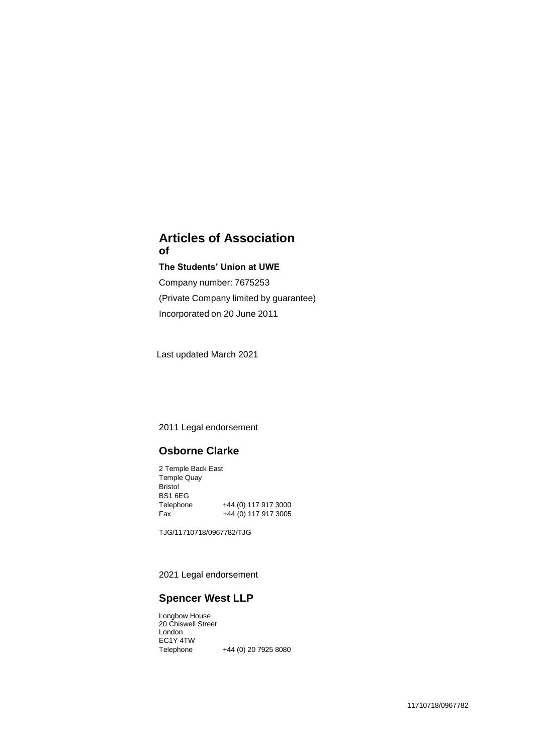# Articles of Association of

**The Students' Union at UWE**

Company number: 7675253

(Private Company limited by guarantee)

Incorporated on 20 June 2011

Last updated March 2021

2011 Legal endorsement

## Osborne Clarke

2 Temple Back East
Temple Quay
Bristol
BS1 6EG

| | |
|---|---|
| Telephone | +44 (0) 117 917 3000 |
| Fax | +44 (0) 117 917 3005 |

TJG/11710718/0967782/TJG

2021 Legal endorsement

## Spencer West LLP

Longbow House
20 Chiswell Street
London
EC1Y 4TW

| | |
|---|---|
| Telephone | +44 (0) 20 7925 8080 |

11710718/0967782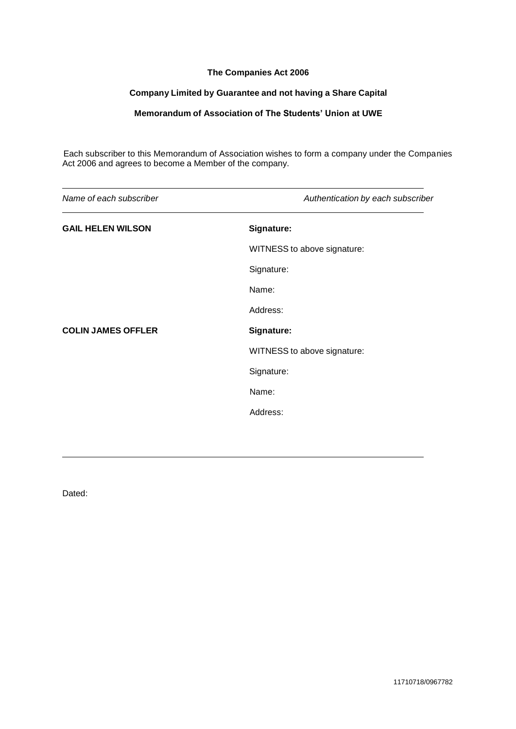**The Companies Act 2006**

**Company Limited by Guarantee and not having a Share Capital**

**Memorandum of Association of The Students' Union at UWE**

Each subscriber to this Memorandum of Association wishes to form a company under the Companies Act 2006 and agrees to become a Member of the company.

| *Name of each subscriber* | *Authentication by each subscriber* |
| --- | --- |
| **GAIL HELEN WILSON** | **Signature:** |
| | WITNESS to above signature: |
| | Signature: |
| | Name: |
| | Address: |
| **COLIN JAMES OFFLER** | **Signature:** |
| | WITNESS to above signature: |
| | Signature: |
| | Name: |
| | Address: |

Dated:

11710718/0967782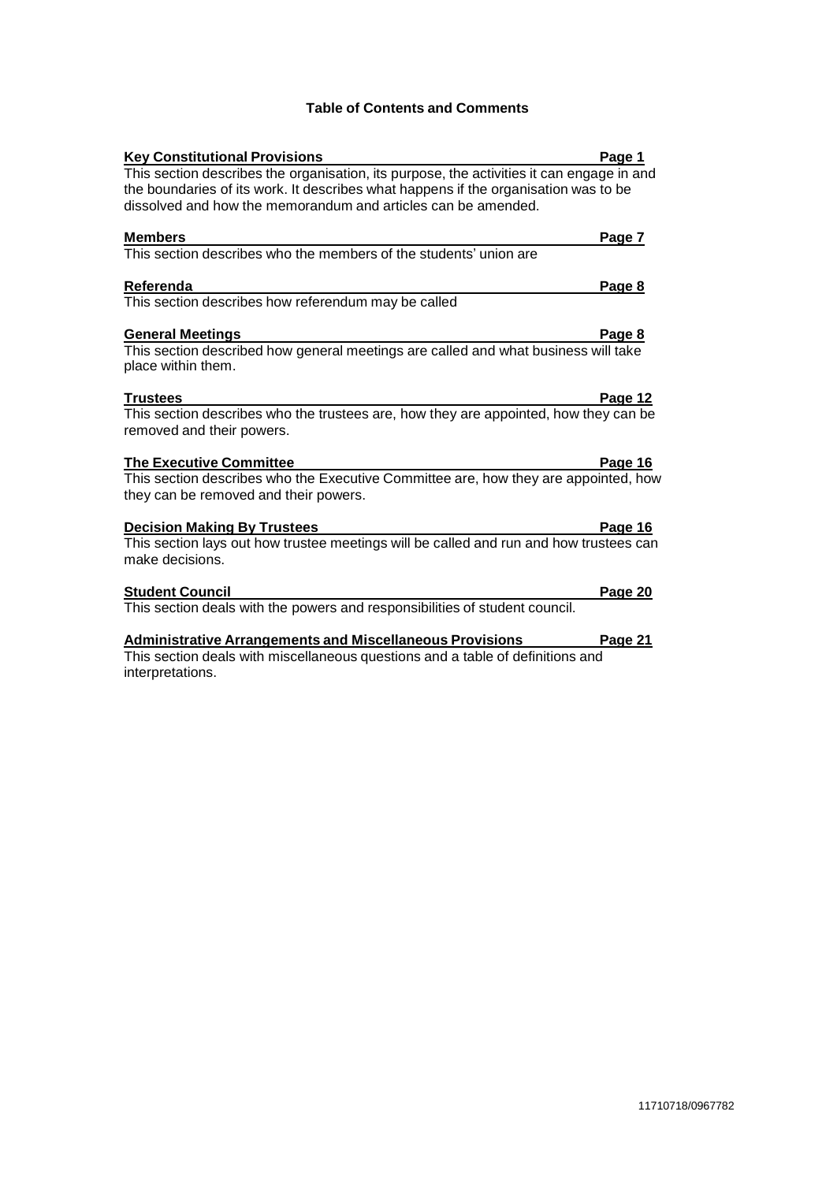## Table of Contents and Comments

**Key Constitutional Provisions** — **Page 1**

This section describes the organisation, its purpose, the activities it can engage in and the boundaries of its work. It describes what happens if the organisation was to be dissolved and how the memorandum and articles can be amended.

**Members** — **Page 7**

This section describes who the members of the students' union are

**Referenda** — **Page 8**

This section describes how referendum may be called

**General Meetings** — **Page 8**

This section described how general meetings are called and what business will take place within them.

**Trustees** — **Page 12**

This section describes who the trustees are, how they are appointed, how they can be removed and their powers.

**The Executive Committee** — **Page 16**

This section describes who the Executive Committee are, how they are appointed, how they can be removed and their powers.

**Decision Making By Trustees** — **Page 16**

This section lays out how trustee meetings will be called and run and how trustees can make decisions.

**Student Council** — **Page 20**

This section deals with the powers and responsibilities of student council.

**Administrative Arrangements and Miscellaneous Provisions** — **Page 21**

This section deals with miscellaneous questions and a table of definitions and interpretations.

11710718/0967782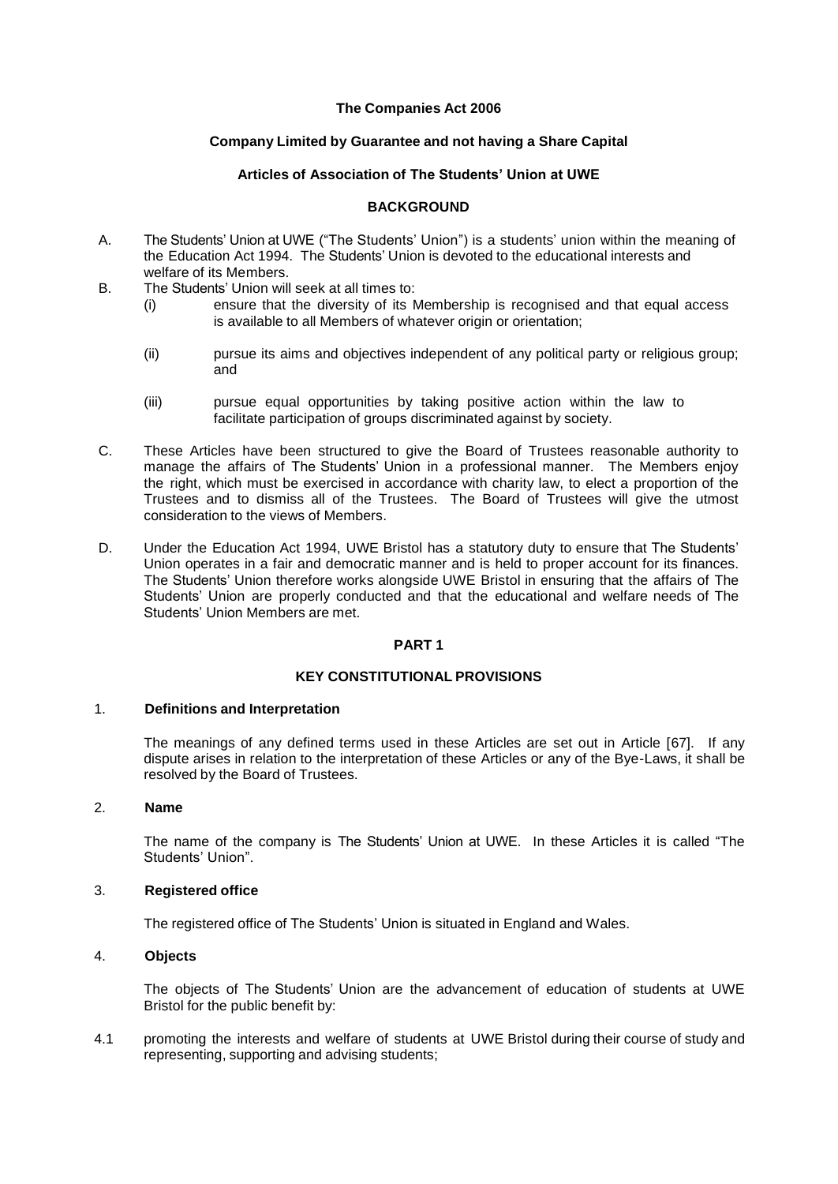**The Companies Act 2006**

**Company Limited by Guarantee and not having a Share Capital**

**Articles of Association of The Students' Union at UWE**

**BACKGROUND**

A. The Students' Union at UWE ("The Students' Union") is a students' union within the meaning of the Education Act 1994. The Students' Union is devoted to the educational interests and welfare of its Members.

B. The Students' Union will seek at all times to:

   (i) ensure that the diversity of its Membership is recognised and that equal access is available to all Members of whatever origin or orientation;

   (ii) pursue its aims and objectives independent of any political party or religious group; and

   (iii) pursue equal opportunities by taking positive action within the law to facilitate participation of groups discriminated against by society.

C. These Articles have been structured to give the Board of Trustees reasonable authority to manage the affairs of The Students' Union in a professional manner. The Members enjoy the right, which must be exercised in accordance with charity law, to elect a proportion of the Trustees and to dismiss all of the Trustees. The Board of Trustees will give the utmost consideration to the views of Members.

D. Under the Education Act 1994, UWE Bristol has a statutory duty to ensure that The Students' Union operates in a fair and democratic manner and is held to proper account for its finances. The Students' Union therefore works alongside UWE Bristol in ensuring that the affairs of The Students' Union are properly conducted and that the educational and welfare needs of The Students' Union Members are met.

**PART 1**

**KEY CONSTITUTIONAL PROVISIONS**

1. **Definitions and Interpretation**

   The meanings of any defined terms used in these Articles are set out in Article [67]. If any dispute arises in relation to the interpretation of these Articles or any of the Bye-Laws, it shall be resolved by the Board of Trustees.

2. **Name**

   The name of the company is The Students' Union at UWE. In these Articles it is called "The Students' Union".

3. **Registered office**

   The registered office of The Students' Union is situated in England and Wales.

4. **Objects**

   The objects of The Students' Union are the advancement of education of students at UWE Bristol for the public benefit by:

4.1 promoting the interests and welfare of students at UWE Bristol during their course of study and representing, supporting and advising students;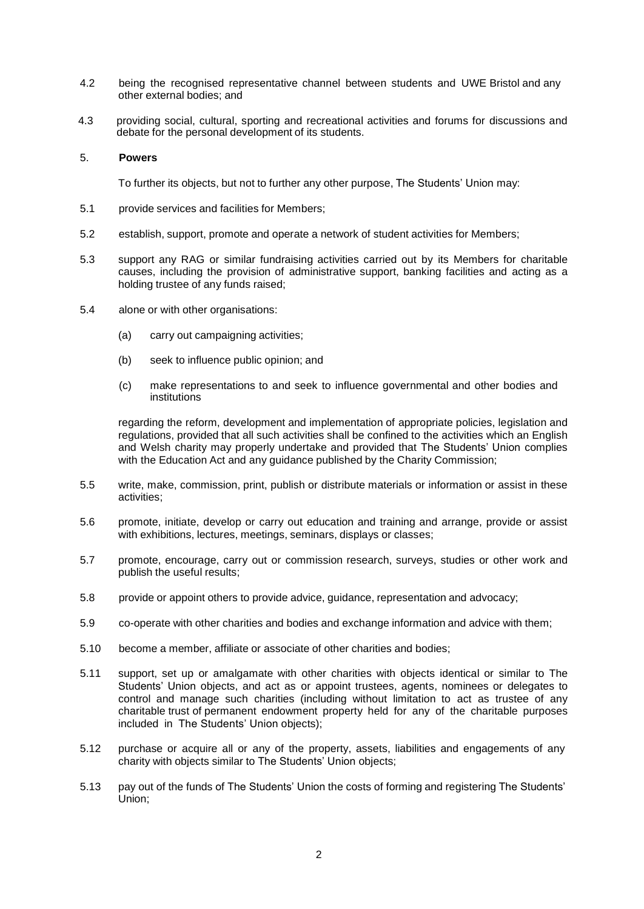4.2 being the recognised representative channel between students and UWE Bristol and any other external bodies; and

4.3 providing social, cultural, sporting and recreational activities and forums for discussions and debate for the personal development of its students.

## 5. **Powers**

To further its objects, but not to further any other purpose, The Students' Union may:

5.1 provide services and facilities for Members;

5.2 establish, support, promote and operate a network of student activities for Members;

5.3 support any RAG or similar fundraising activities carried out by its Members for charitable causes, including the provision of administrative support, banking facilities and acting as a holding trustee of any funds raised;

5.4 alone or with other organisations:

(a) carry out campaigning activities;

(b) seek to influence public opinion; and

(c) make representations to and seek to influence governmental and other bodies and institutions

regarding the reform, development and implementation of appropriate policies, legislation and regulations, provided that all such activities shall be confined to the activities which an English and Welsh charity may properly undertake and provided that The Students' Union complies with the Education Act and any guidance published by the Charity Commission;

5.5 write, make, commission, print, publish or distribute materials or information or assist in these activities;

5.6 promote, initiate, develop or carry out education and training and arrange, provide or assist with exhibitions, lectures, meetings, seminars, displays or classes;

5.7 promote, encourage, carry out or commission research, surveys, studies or other work and publish the useful results;

5.8 provide or appoint others to provide advice, guidance, representation and advocacy;

5.9 co-operate with other charities and bodies and exchange information and advice with them;

5.10 become a member, affiliate or associate of other charities and bodies;

5.11 support, set up or amalgamate with other charities with objects identical or similar to The Students' Union objects, and act as or appoint trustees, agents, nominees or delegates to control and manage such charities (including without limitation to act as trustee of any charitable trust of permanent endowment property held for any of the charitable purposes included in The Students' Union objects);

5.12 purchase or acquire all or any of the property, assets, liabilities and engagements of any charity with objects similar to The Students' Union objects;

5.13 pay out of the funds of The Students' Union the costs of forming and registering The Students' Union;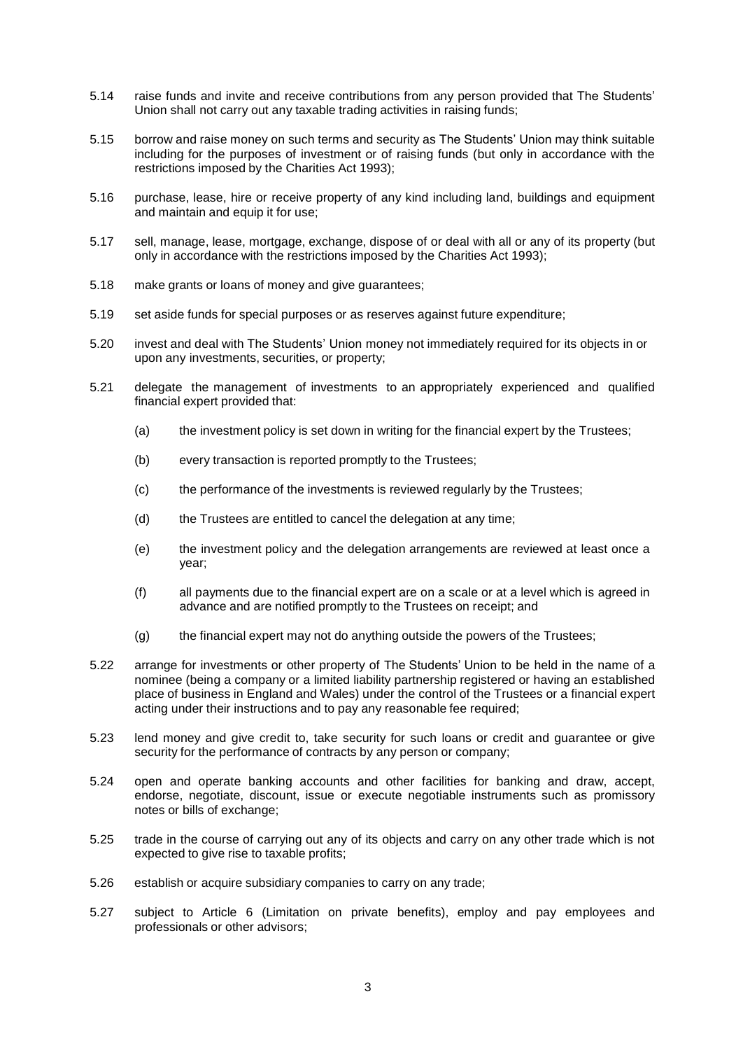5.14 raise funds and invite and receive contributions from any person provided that The Students' Union shall not carry out any taxable trading activities in raising funds;

5.15 borrow and raise money on such terms and security as The Students' Union may think suitable including for the purposes of investment or of raising funds (but only in accordance with the restrictions imposed by the Charities Act 1993);

5.16 purchase, lease, hire or receive property of any kind including land, buildings and equipment and maintain and equip it for use;

5.17 sell, manage, lease, mortgage, exchange, dispose of or deal with all or any of its property (but only in accordance with the restrictions imposed by the Charities Act 1993);

5.18 make grants or loans of money and give guarantees;

5.19 set aside funds for special purposes or as reserves against future expenditure;

5.20 invest and deal with The Students' Union money not immediately required for its objects in or upon any investments, securities, or property;

5.21 delegate the management of investments to an appropriately experienced and qualified financial expert provided that:

- (a) the investment policy is set down in writing for the financial expert by the Trustees;
- (b) every transaction is reported promptly to the Trustees;
- (c) the performance of the investments is reviewed regularly by the Trustees;
- (d) the Trustees are entitled to cancel the delegation at any time;
- (e) the investment policy and the delegation arrangements are reviewed at least once a year;
- (f) all payments due to the financial expert are on a scale or at a level which is agreed in advance and are notified promptly to the Trustees on receipt; and
- (g) the financial expert may not do anything outside the powers of the Trustees;

5.22 arrange for investments or other property of The Students' Union to be held in the name of a nominee (being a company or a limited liability partnership registered or having an established place of business in England and Wales) under the control of the Trustees or a financial expert acting under their instructions and to pay any reasonable fee required;

5.23 lend money and give credit to, take security for such loans or credit and guarantee or give security for the performance of contracts by any person or company;

5.24 open and operate banking accounts and other facilities for banking and draw, accept, endorse, negotiate, discount, issue or execute negotiable instruments such as promissory notes or bills of exchange;

5.25 trade in the course of carrying out any of its objects and carry on any other trade which is not expected to give rise to taxable profits;

5.26 establish or acquire subsidiary companies to carry on any trade;

5.27 subject to Article 6 (Limitation on private benefits), employ and pay employees and professionals or other advisors;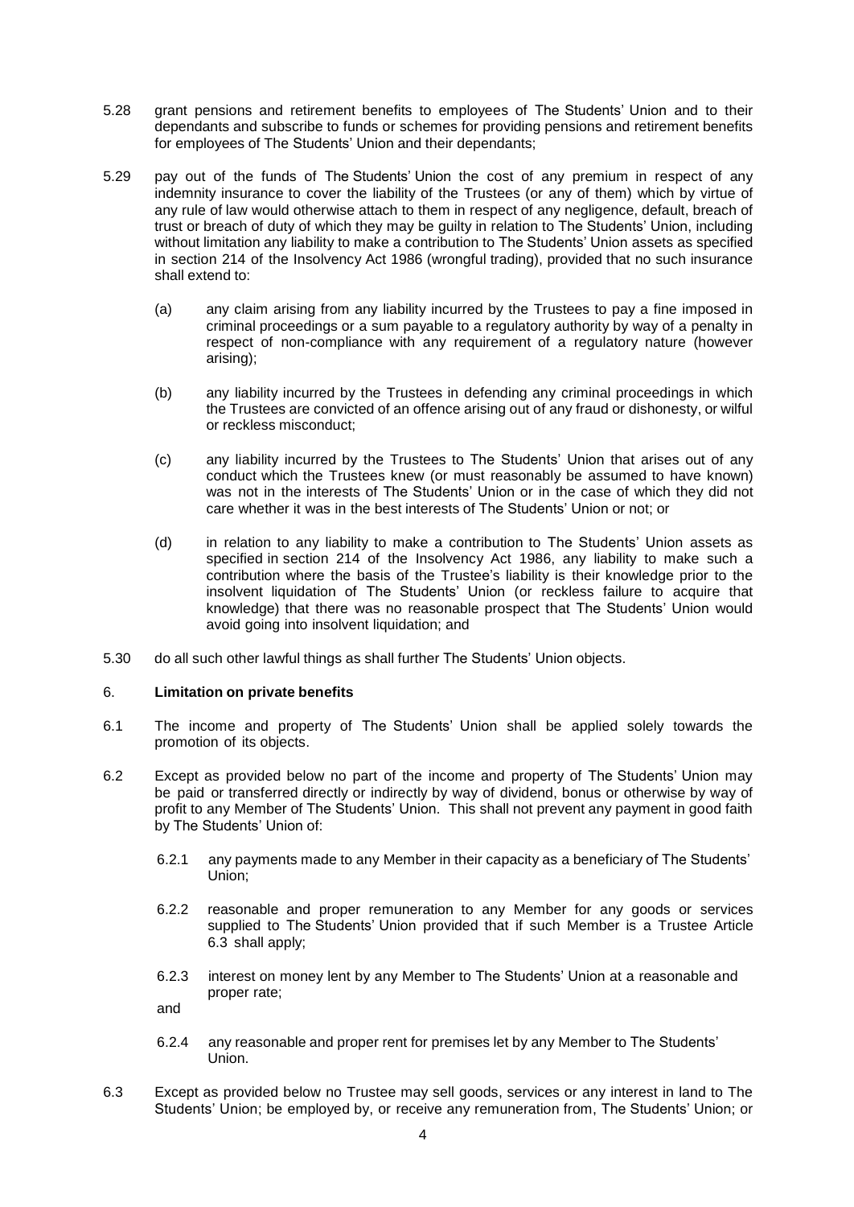5.28 grant pensions and retirement benefits to employees of The Students' Union and to their dependants and subscribe to funds or schemes for providing pensions and retirement benefits for employees of The Students' Union and their dependants;

5.29 pay out of the funds of The Students' Union the cost of any premium in respect of any indemnity insurance to cover the liability of the Trustees (or any of them) which by virtue of any rule of law would otherwise attach to them in respect of any negligence, default, breach of trust or breach of duty of which they may be guilty in relation to The Students' Union, including without limitation any liability to make a contribution to The Students' Union assets as specified in section 214 of the Insolvency Act 1986 (wrongful trading), provided that no such insurance shall extend to:

(a) any claim arising from any liability incurred by the Trustees to pay a fine imposed in criminal proceedings or a sum payable to a regulatory authority by way of a penalty in respect of non-compliance with any requirement of a regulatory nature (however arising);

(b) any liability incurred by the Trustees in defending any criminal proceedings in which the Trustees are convicted of an offence arising out of any fraud or dishonesty, or wilful or reckless misconduct;

(c) any liability incurred by the Trustees to The Students' Union that arises out of any conduct which the Trustees knew (or must reasonably be assumed to have known) was not in the interests of The Students' Union or in the case of which they did not care whether it was in the best interests of The Students' Union or not; or

(d) in relation to any liability to make a contribution to The Students' Union assets as specified in section 214 of the Insolvency Act 1986, any liability to make such a contribution where the basis of the Trustee's liability is their knowledge prior to the insolvent liquidation of The Students' Union (or reckless failure to acquire that knowledge) that there was no reasonable prospect that The Students' Union would avoid going into insolvent liquidation; and

5.30 do all such other lawful things as shall further The Students' Union objects.

## 6. Limitation on private benefits

6.1 The income and property of The Students' Union shall be applied solely towards the promotion of its objects.

6.2 Except as provided below no part of the income and property of The Students' Union may be paid or transferred directly or indirectly by way of dividend, bonus or otherwise by way of profit to any Member of The Students' Union. This shall not prevent any payment in good faith by The Students' Union of:

6.2.1 any payments made to any Member in their capacity as a beneficiary of The Students' Union;

6.2.2 reasonable and proper remuneration to any Member for any goods or services supplied to The Students' Union provided that if such Member is a Trustee Article 6.3 shall apply;

6.2.3 interest on money lent by any Member to The Students' Union at a reasonable and proper rate;

and

6.2.4 any reasonable and proper rent for premises let by any Member to The Students' Union.

6.3 Except as provided below no Trustee may sell goods, services or any interest in land to The Students' Union; be employed by, or receive any remuneration from, The Students' Union; or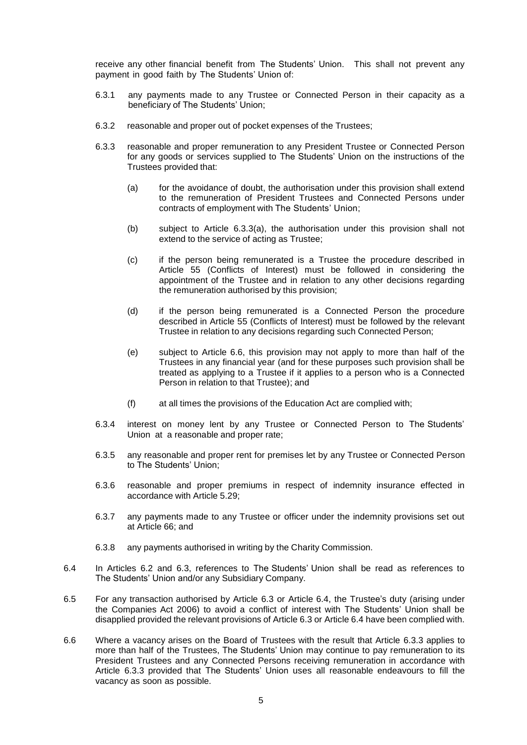receive any other financial benefit from The Students' Union. This shall not prevent any payment in good faith by The Students' Union of:

6.3.1 any payments made to any Trustee or Connected Person in their capacity as a beneficiary of The Students' Union;

6.3.2 reasonable and proper out of pocket expenses of the Trustees;

6.3.3 reasonable and proper remuneration to any President Trustee or Connected Person for any goods or services supplied to The Students' Union on the instructions of the Trustees provided that:

(a) for the avoidance of doubt, the authorisation under this provision shall extend to the remuneration of President Trustees and Connected Persons under contracts of employment with The Students' Union;

(b) subject to Article 6.3.3(a), the authorisation under this provision shall not extend to the service of acting as Trustee;

(c) if the person being remunerated is a Trustee the procedure described in Article 55 (Conflicts of Interest) must be followed in considering the appointment of the Trustee and in relation to any other decisions regarding the remuneration authorised by this provision;

(d) if the person being remunerated is a Connected Person the procedure described in Article 55 (Conflicts of Interest) must be followed by the relevant Trustee in relation to any decisions regarding such Connected Person;

(e) subject to Article 6.6, this provision may not apply to more than half of the Trustees in any financial year (and for these purposes such provision shall be treated as applying to a Trustee if it applies to a person who is a Connected Person in relation to that Trustee); and

(f) at all times the provisions of the Education Act are complied with;

6.3.4 interest on money lent by any Trustee or Connected Person to The Students' Union at a reasonable and proper rate;

6.3.5 any reasonable and proper rent for premises let by any Trustee or Connected Person to The Students' Union;

6.3.6 reasonable and proper premiums in respect of indemnity insurance effected in accordance with Article 5.29;

6.3.7 any payments made to any Trustee or officer under the indemnity provisions set out at Article 66; and

6.3.8 any payments authorised in writing by the Charity Commission.

6.4 In Articles 6.2 and 6.3, references to The Students' Union shall be read as references to The Students' Union and/or any Subsidiary Company.

6.5 For any transaction authorised by Article 6.3 or Article 6.4, the Trustee's duty (arising under the Companies Act 2006) to avoid a conflict of interest with The Students' Union shall be disapplied provided the relevant provisions of Article 6.3 or Article 6.4 have been complied with.

6.6 Where a vacancy arises on the Board of Trustees with the result that Article 6.3.3 applies to more than half of the Trustees, The Students' Union may continue to pay remuneration to its President Trustees and any Connected Persons receiving remuneration in accordance with Article 6.3.3 provided that The Students' Union uses all reasonable endeavours to fill the vacancy as soon as possible.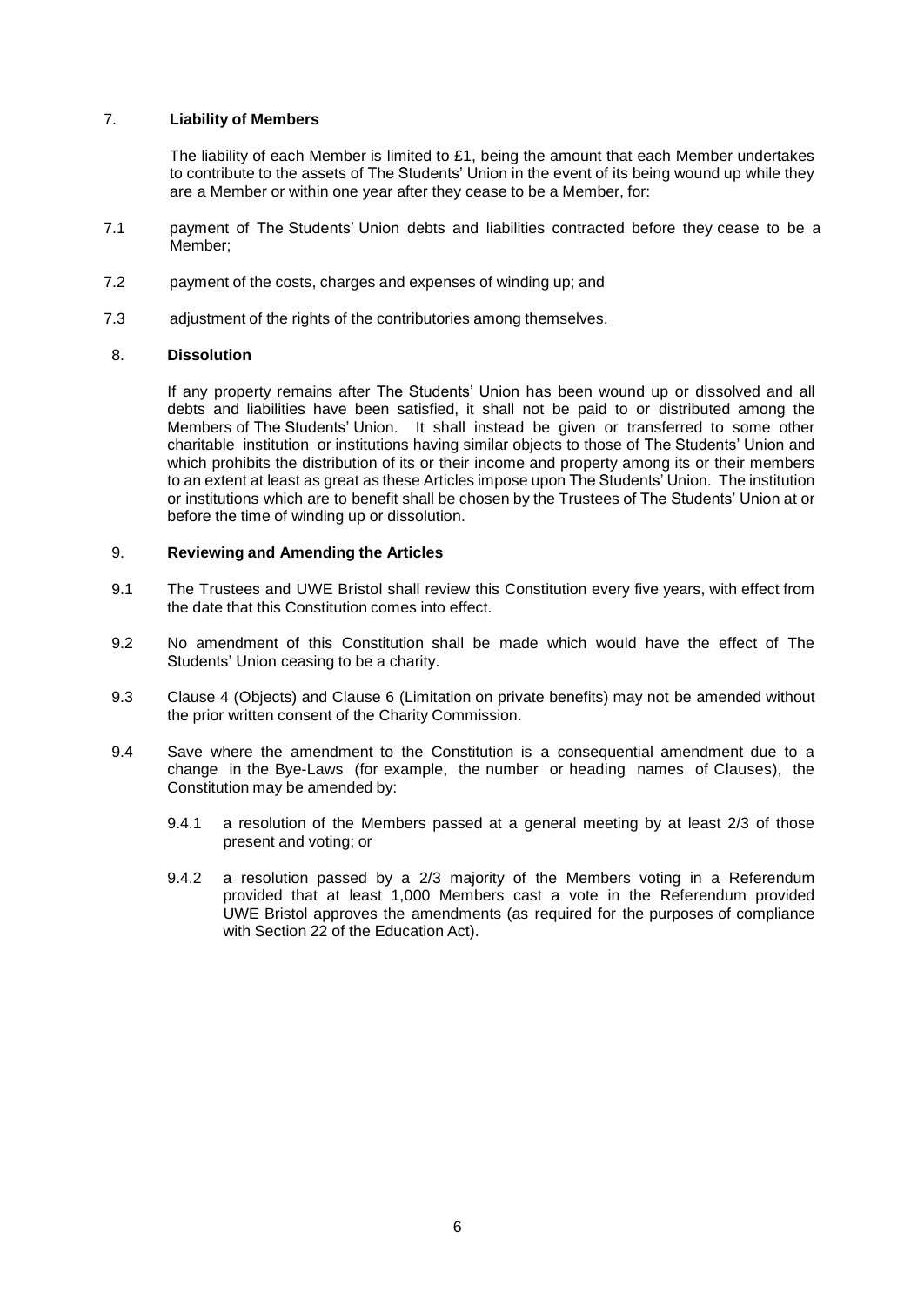## 7. Liability of Members

The liability of each Member is limited to £1, being the amount that each Member undertakes to contribute to the assets of The Students' Union in the event of its being wound up while they are a Member or within one year after they cease to be a Member, for:

7.1 payment of The Students' Union debts and liabilities contracted before they cease to be a Member;

7.2 payment of the costs, charges and expenses of winding up; and

7.3 adjustment of the rights of the contributories among themselves.

## 8. Dissolution

If any property remains after The Students' Union has been wound up or dissolved and all debts and liabilities have been satisfied, it shall not be paid to or distributed among the Members of The Students' Union. It shall instead be given or transferred to some other charitable institution or institutions having similar objects to those of The Students' Union and which prohibits the distribution of its or their income and property among its or their members to an extent at least as great as these Articles impose upon The Students' Union. The institution or institutions which are to benefit shall be chosen by the Trustees of The Students' Union at or before the time of winding up or dissolution.

## 9. Reviewing and Amending the Articles

9.1 The Trustees and UWE Bristol shall review this Constitution every five years, with effect from the date that this Constitution comes into effect.

9.2 No amendment of this Constitution shall be made which would have the effect of The Students' Union ceasing to be a charity.

9.3 Clause 4 (Objects) and Clause 6 (Limitation on private benefits) may not be amended without the prior written consent of the Charity Commission.

9.4 Save where the amendment to the Constitution is a consequential amendment due to a change in the Bye-Laws (for example, the number or heading names of Clauses), the Constitution may be amended by:

9.4.1 a resolution of the Members passed at a general meeting by at least 2/3 of those present and voting; or

9.4.2 a resolution passed by a 2/3 majority of the Members voting in a Referendum provided that at least 1,000 Members cast a vote in the Referendum provided UWE Bristol approves the amendments (as required for the purposes of compliance with Section 22 of the Education Act).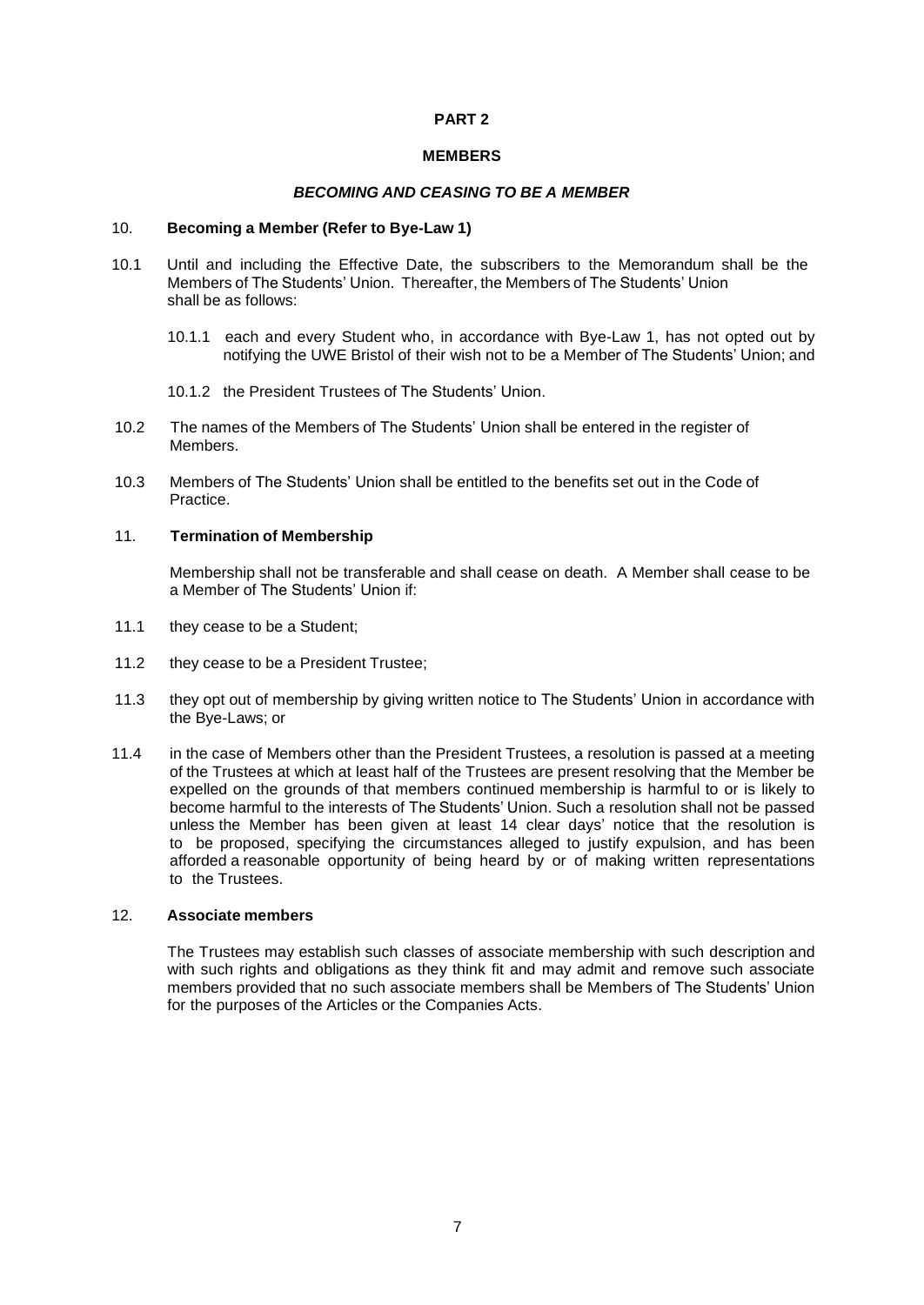## PART 2

## MEMBERS

### *BECOMING AND CEASING TO BE A MEMBER*

### 10. **Becoming a Member (Refer to Bye-Law 1)**

10.1 Until and including the Effective Date, the subscribers to the Memorandum shall be the Members of The Students' Union. Thereafter, the Members of The Students' Union shall be as follows:

10.1.1 each and every Student who, in accordance with Bye-Law 1, has not opted out by notifying the UWE Bristol of their wish not to be a Member of The Students' Union; and

10.1.2 the President Trustees of The Students' Union.

10.2 The names of the Members of The Students' Union shall be entered in the register of Members.

10.3 Members of The Students' Union shall be entitled to the benefits set out in the Code of Practice.

### 11. **Termination of Membership**

Membership shall not be transferable and shall cease on death. A Member shall cease to be a Member of The Students' Union if:

11.1 they cease to be a Student;

11.2 they cease to be a President Trustee;

11.3 they opt out of membership by giving written notice to The Students' Union in accordance with the Bye-Laws; or

11.4 in the case of Members other than the President Trustees, a resolution is passed at a meeting of the Trustees at which at least half of the Trustees are present resolving that the Member be expelled on the grounds of that members continued membership is harmful to or is likely to become harmful to the interests of The Students' Union. Such a resolution shall not be passed unless the Member has been given at least 14 clear days' notice that the resolution is to be proposed, specifying the circumstances alleged to justify expulsion, and has been afforded a reasonable opportunity of being heard by or of making written representations to the Trustees.

### 12. **Associate members**

The Trustees may establish such classes of associate membership with such description and with such rights and obligations as they think fit and may admit and remove such associate members provided that no such associate members shall be Members of The Students' Union for the purposes of the Articles or the Companies Acts.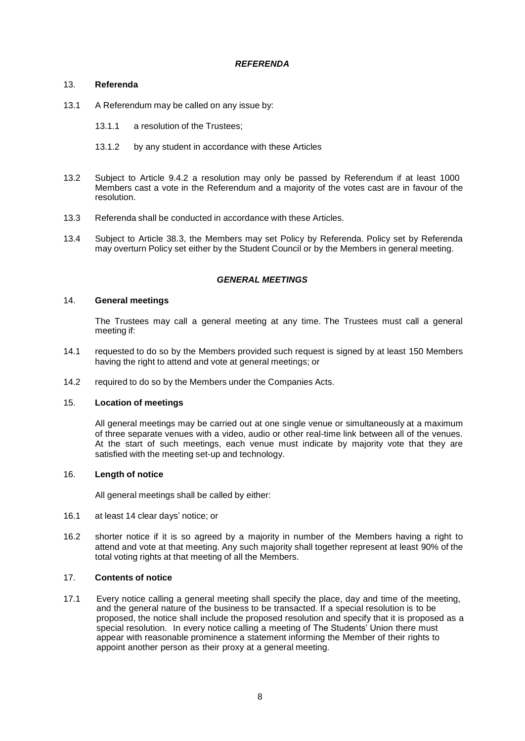## *REFERENDA*

### 13. **Referenda**

13.1 A Referendum may be called on any issue by:

13.1.1 a resolution of the Trustees;

13.1.2 by any student in accordance with these Articles

13.2 Subject to Article 9.4.2 a resolution may only be passed by Referendum if at least 1000 Members cast a vote in the Referendum and a majority of the votes cast are in favour of the resolution.

13.3 Referenda shall be conducted in accordance with these Articles.

13.4 Subject to Article 38.3, the Members may set Policy by Referenda. Policy set by Referenda may overturn Policy set either by the Student Council or by the Members in general meeting.

## *GENERAL MEETINGS*

### 14. **General meetings**

The Trustees may call a general meeting at any time. The Trustees must call a general meeting if:

14.1 requested to do so by the Members provided such request is signed by at least 150 Members having the right to attend and vote at general meetings; or

14.2 required to do so by the Members under the Companies Acts.

### 15. **Location of meetings**

All general meetings may be carried out at one single venue or simultaneously at a maximum of three separate venues with a video, audio or other real-time link between all of the venues. At the start of such meetings, each venue must indicate by majority vote that they are satisfied with the meeting set-up and technology.

### 16. **Length of notice**

All general meetings shall be called by either:

16.1 at least 14 clear days' notice; or

16.2 shorter notice if it is so agreed by a majority in number of the Members having a right to attend and vote at that meeting. Any such majority shall together represent at least 90% of the total voting rights at that meeting of all the Members.

### 17. **Contents of notice**

17.1 Every notice calling a general meeting shall specify the place, day and time of the meeting, and the general nature of the business to be transacted. If a special resolution is to be proposed, the notice shall include the proposed resolution and specify that it is proposed as a special resolution. In every notice calling a meeting of The Students' Union there must appear with reasonable prominence a statement informing the Member of their rights to appoint another person as their proxy at a general meeting.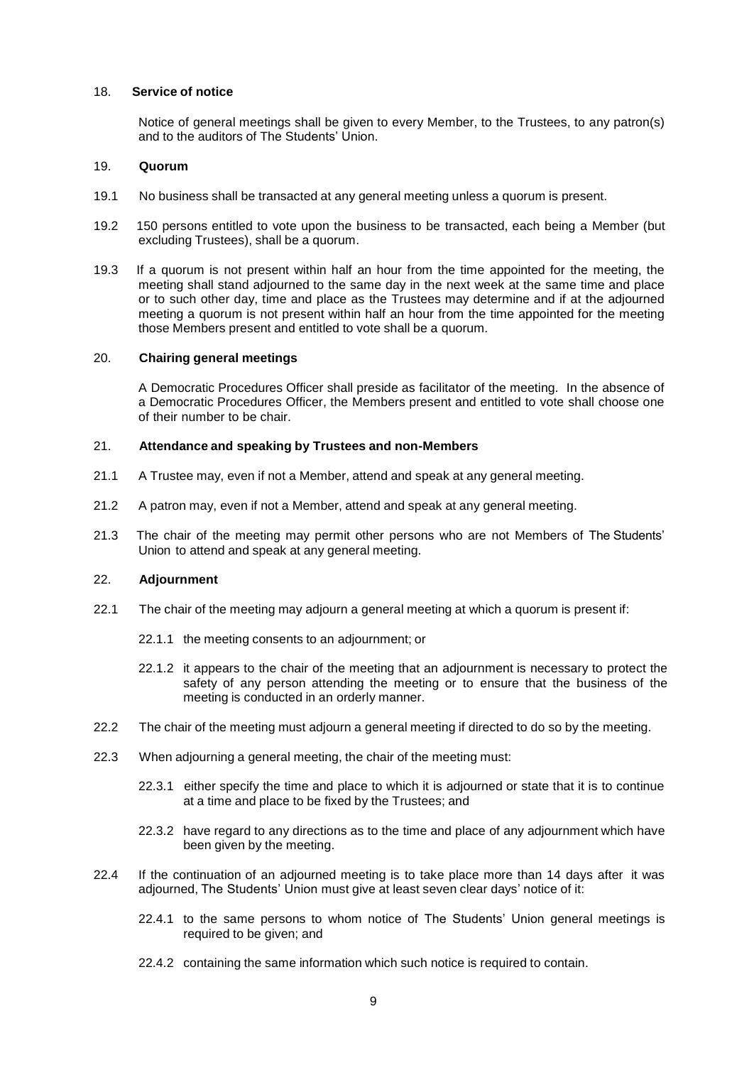## 18. Service of notice

Notice of general meetings shall be given to every Member, to the Trustees, to any patron(s) and to the auditors of The Students' Union.

## 19. Quorum

19.1 No business shall be transacted at any general meeting unless a quorum is present.

19.2 150 persons entitled to vote upon the business to be transacted, each being a Member (but excluding Trustees), shall be a quorum.

19.3 If a quorum is not present within half an hour from the time appointed for the meeting, the meeting shall stand adjourned to the same day in the next week at the same time and place or to such other day, time and place as the Trustees may determine and if at the adjourned meeting a quorum is not present within half an hour from the time appointed for the meeting those Members present and entitled to vote shall be a quorum.

## 20. Chairing general meetings

A Democratic Procedures Officer shall preside as facilitator of the meeting. In the absence of a Democratic Procedures Officer, the Members present and entitled to vote shall choose one of their number to be chair.

## 21. Attendance and speaking by Trustees and non-Members

21.1 A Trustee may, even if not a Member, attend and speak at any general meeting.

21.2 A patron may, even if not a Member, attend and speak at any general meeting.

21.3 The chair of the meeting may permit other persons who are not Members of The Students' Union to attend and speak at any general meeting.

## 22. Adjournment

22.1 The chair of the meeting may adjourn a general meeting at which a quorum is present if:

22.1.1 the meeting consents to an adjournment; or

22.1.2 it appears to the chair of the meeting that an adjournment is necessary to protect the safety of any person attending the meeting or to ensure that the business of the meeting is conducted in an orderly manner.

22.2 The chair of the meeting must adjourn a general meeting if directed to do so by the meeting.

22.3 When adjourning a general meeting, the chair of the meeting must:

22.3.1 either specify the time and place to which it is adjourned or state that it is to continue at a time and place to be fixed by the Trustees; and

22.3.2 have regard to any directions as to the time and place of any adjournment which have been given by the meeting.

22.4 If the continuation of an adjourned meeting is to take place more than 14 days after it was adjourned, The Students' Union must give at least seven clear days' notice of it:

22.4.1 to the same persons to whom notice of The Students' Union general meetings is required to be given; and

22.4.2 containing the same information which such notice is required to contain.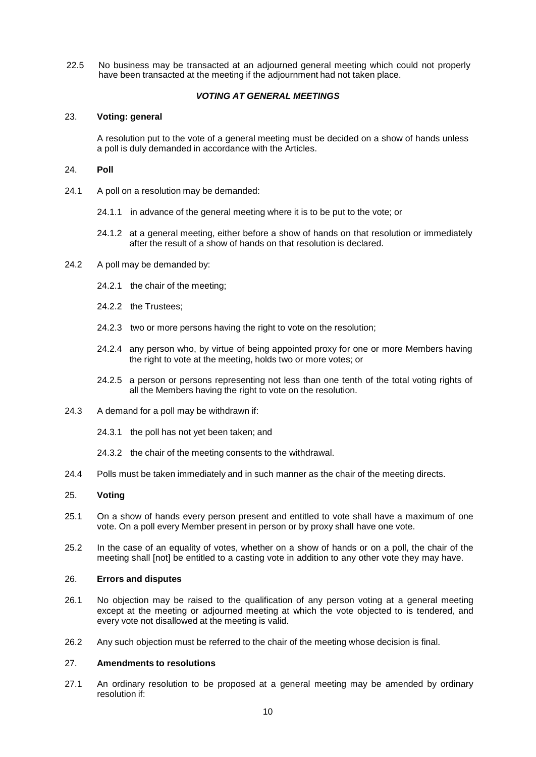22.5 No business may be transacted at an adjourned general meeting which could not properly have been transacted at the meeting if the adjournment had not taken place.

### ***VOTING AT GENERAL MEETINGS***

### 23. **Voting: general**

A resolution put to the vote of a general meeting must be decided on a show of hands unless a poll is duly demanded in accordance with the Articles.

### 24. **Poll**

24.1 A poll on a resolution may be demanded:

- 24.1.1 in advance of the general meeting where it is to be put to the vote; or
- 24.1.2 at a general meeting, either before a show of hands on that resolution or immediately after the result of a show of hands on that resolution is declared.

24.2 A poll may be demanded by:

- 24.2.1 the chair of the meeting;
- 24.2.2 the Trustees;
- 24.2.3 two or more persons having the right to vote on the resolution;
- 24.2.4 any person who, by virtue of being appointed proxy for one or more Members having the right to vote at the meeting, holds two or more votes; or
- 24.2.5 a person or persons representing not less than one tenth of the total voting rights of all the Members having the right to vote on the resolution.

24.3 A demand for a poll may be withdrawn if:

- 24.3.1 the poll has not yet been taken; and
- 24.3.2 the chair of the meeting consents to the withdrawal.

24.4 Polls must be taken immediately and in such manner as the chair of the meeting directs.

### 25. **Voting**

25.1 On a show of hands every person present and entitled to vote shall have a maximum of one vote. On a poll every Member present in person or by proxy shall have one vote.

25.2 In the case of an equality of votes, whether on a show of hands or on a poll, the chair of the meeting shall [not] be entitled to a casting vote in addition to any other vote they may have.

### 26. **Errors and disputes**

26.1 No objection may be raised to the qualification of any person voting at a general meeting except at the meeting or adjourned meeting at which the vote objected to is tendered, and every vote not disallowed at the meeting is valid.

26.2 Any such objection must be referred to the chair of the meeting whose decision is final.

### 27. **Amendments to resolutions**

27.1 An ordinary resolution to be proposed at a general meeting may be amended by ordinary resolution if: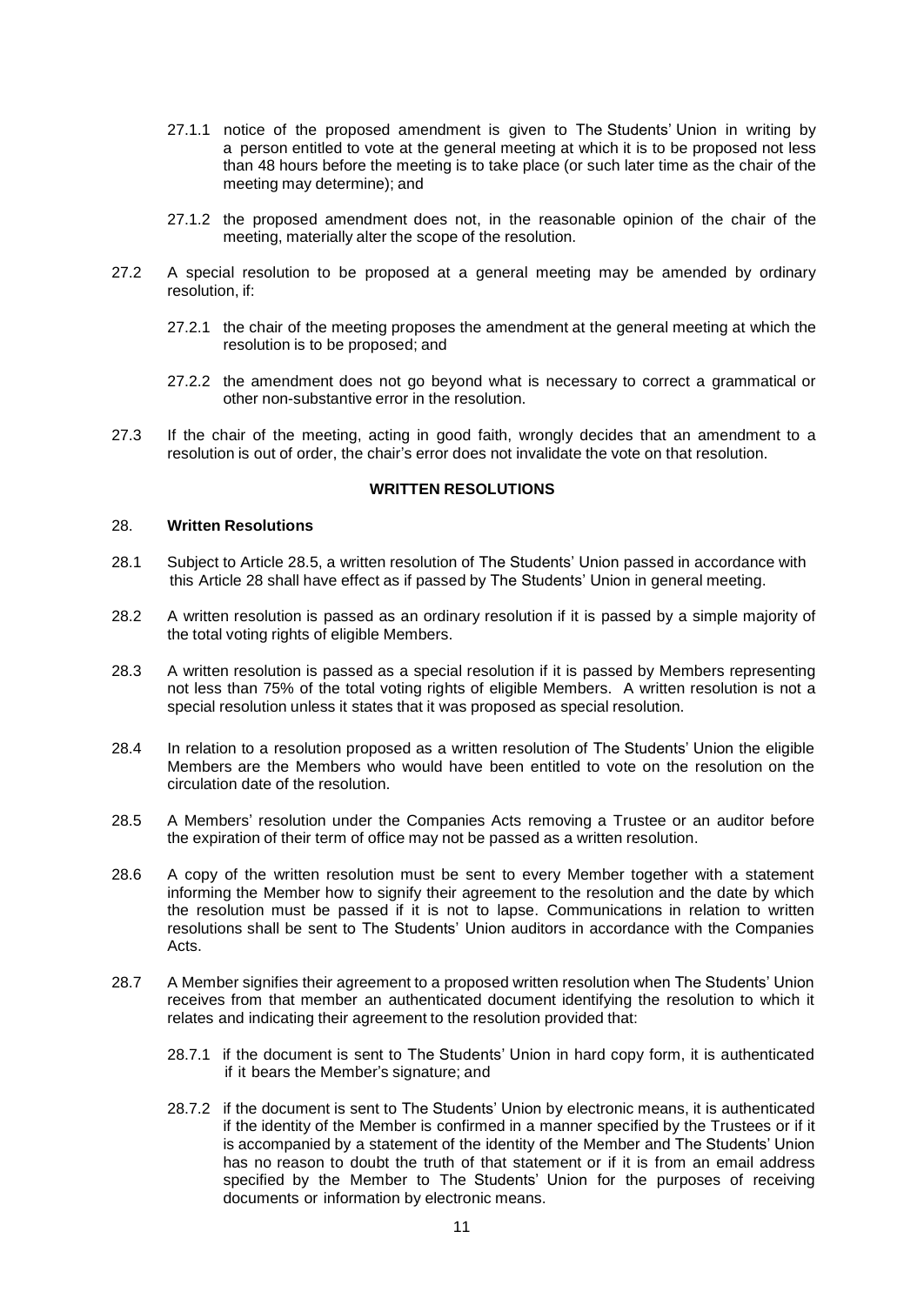27.1.1 notice of the proposed amendment is given to The Students' Union in writing by a person entitled to vote at the general meeting at which it is to be proposed not less than 48 hours before the meeting is to take place (or such later time as the chair of the meeting may determine); and

27.1.2 the proposed amendment does not, in the reasonable opinion of the chair of the meeting, materially alter the scope of the resolution.

27.2 A special resolution to be proposed at a general meeting may be amended by ordinary resolution, if:

27.2.1 the chair of the meeting proposes the amendment at the general meeting at which the resolution is to be proposed; and

27.2.2 the amendment does not go beyond what is necessary to correct a grammatical or other non-substantive error in the resolution.

27.3 If the chair of the meeting, acting in good faith, wrongly decides that an amendment to a resolution is out of order, the chair's error does not invalidate the vote on that resolution.

## WRITTEN RESOLUTIONS

### 28. Written Resolutions

28.1 Subject to Article 28.5, a written resolution of The Students' Union passed in accordance with this Article 28 shall have effect as if passed by The Students' Union in general meeting.

28.2 A written resolution is passed as an ordinary resolution if it is passed by a simple majority of the total voting rights of eligible Members.

28.3 A written resolution is passed as a special resolution if it is passed by Members representing not less than 75% of the total voting rights of eligible Members. A written resolution is not a special resolution unless it states that it was proposed as special resolution.

28.4 In relation to a resolution proposed as a written resolution of The Students' Union the eligible Members are the Members who would have been entitled to vote on the resolution on the circulation date of the resolution.

28.5 A Members' resolution under the Companies Acts removing a Trustee or an auditor before the expiration of their term of office may not be passed as a written resolution.

28.6 A copy of the written resolution must be sent to every Member together with a statement informing the Member how to signify their agreement to the resolution and the date by which the resolution must be passed if it is not to lapse. Communications in relation to written resolutions shall be sent to The Students' Union auditors in accordance with the Companies Acts.

28.7 A Member signifies their agreement to a proposed written resolution when The Students' Union receives from that member an authenticated document identifying the resolution to which it relates and indicating their agreement to the resolution provided that:

28.7.1 if the document is sent to The Students' Union in hard copy form, it is authenticated if it bears the Member's signature; and

28.7.2 if the document is sent to The Students' Union by electronic means, it is authenticated if the identity of the Member is confirmed in a manner specified by the Trustees or if it is accompanied by a statement of the identity of the Member and The Students' Union has no reason to doubt the truth of that statement or if it is from an email address specified by the Member to The Students' Union for the purposes of receiving documents or information by electronic means.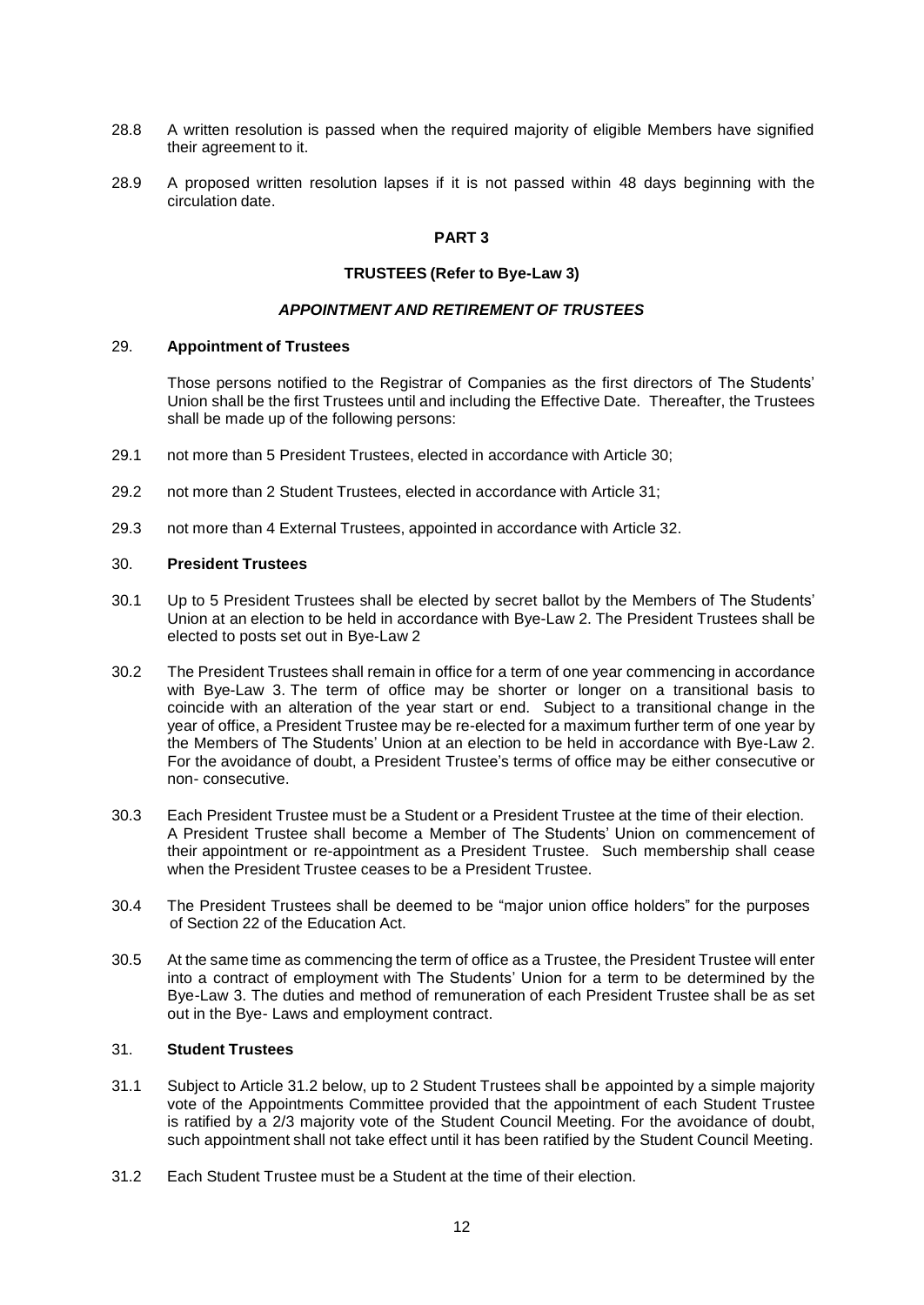28.8 A written resolution is passed when the required majority of eligible Members have signified their agreement to it.

28.9 A proposed written resolution lapses if it is not passed within 48 days beginning with the circulation date.

## PART 3

### TRUSTEES (Refer to Bye-Law 3)

### *APPOINTMENT AND RETIREMENT OF TRUSTEES*

29. **Appointment of Trustees**

Those persons notified to the Registrar of Companies as the first directors of The Students' Union shall be the first Trustees until and including the Effective Date. Thereafter, the Trustees shall be made up of the following persons:

29.1 not more than 5 President Trustees, elected in accordance with Article 30;

29.2 not more than 2 Student Trustees, elected in accordance with Article 31;

29.3 not more than 4 External Trustees, appointed in accordance with Article 32.

30. **President Trustees**

30.1 Up to 5 President Trustees shall be elected by secret ballot by the Members of The Students' Union at an election to be held in accordance with Bye-Law 2. The President Trustees shall be elected to posts set out in Bye-Law 2

30.2 The President Trustees shall remain in office for a term of one year commencing in accordance with Bye-Law 3. The term of office may be shorter or longer on a transitional basis to coincide with an alteration of the year start or end. Subject to a transitional change in the year of office, a President Trustee may be re-elected for a maximum further term of one year by the Members of The Students' Union at an election to be held in accordance with Bye-Law 2. For the avoidance of doubt, a President Trustee's terms of office may be either consecutive or non- consecutive.

30.3 Each President Trustee must be a Student or a President Trustee at the time of their election. A President Trustee shall become a Member of The Students' Union on commencement of their appointment or re-appointment as a President Trustee. Such membership shall cease when the President Trustee ceases to be a President Trustee.

30.4 The President Trustees shall be deemed to be "major union office holders" for the purposes of Section 22 of the Education Act.

30.5 At the same time as commencing the term of office as a Trustee, the President Trustee will enter into a contract of employment with The Students' Union for a term to be determined by the Bye-Law 3. The duties and method of remuneration of each President Trustee shall be as set out in the Bye- Laws and employment contract.

31. **Student Trustees**

31.1 Subject to Article 31.2 below, up to 2 Student Trustees shall be appointed by a simple majority vote of the Appointments Committee provided that the appointment of each Student Trustee is ratified by a 2/3 majority vote of the Student Council Meeting. For the avoidance of doubt, such appointment shall not take effect until it has been ratified by the Student Council Meeting.

31.2 Each Student Trustee must be a Student at the time of their election.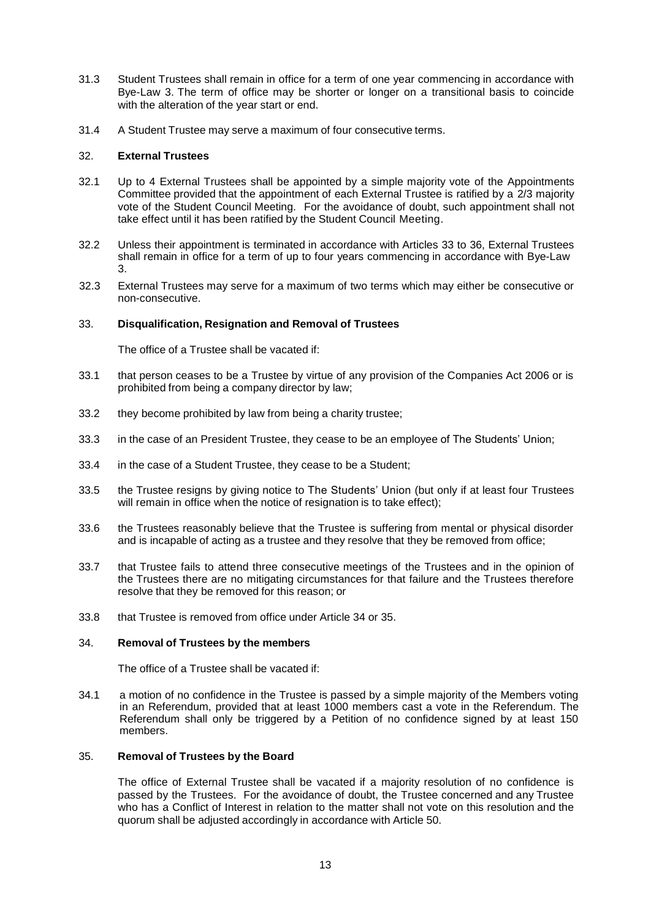31.3 Student Trustees shall remain in office for a term of one year commencing in accordance with Bye-Law 3. The term of office may be shorter or longer on a transitional basis to coincide with the alteration of the year start or end.

31.4 A Student Trustee may serve a maximum of four consecutive terms.

## 32. **External Trustees**

32.1 Up to 4 External Trustees shall be appointed by a simple majority vote of the Appointments Committee provided that the appointment of each External Trustee is ratified by a 2/3 majority vote of the Student Council Meeting. For the avoidance of doubt, such appointment shall not take effect until it has been ratified by the Student Council Meeting.

32.2 Unless their appointment is terminated in accordance with Articles 33 to 36, External Trustees shall remain in office for a term of up to four years commencing in accordance with Bye-Law 3.

32.3 External Trustees may serve for a maximum of two terms which may either be consecutive or non-consecutive.

## 33. **Disqualification, Resignation and Removal of Trustees**

The office of a Trustee shall be vacated if:

33.1 that person ceases to be a Trustee by virtue of any provision of the Companies Act 2006 or is prohibited from being a company director by law;

33.2 they become prohibited by law from being a charity trustee;

33.3 in the case of an President Trustee, they cease to be an employee of The Students' Union;

33.4 in the case of a Student Trustee, they cease to be a Student;

33.5 the Trustee resigns by giving notice to The Students' Union (but only if at least four Trustees will remain in office when the notice of resignation is to take effect);

33.6 the Trustees reasonably believe that the Trustee is suffering from mental or physical disorder and is incapable of acting as a trustee and they resolve that they be removed from office;

33.7 that Trustee fails to attend three consecutive meetings of the Trustees and in the opinion of the Trustees there are no mitigating circumstances for that failure and the Trustees therefore resolve that they be removed for this reason; or

33.8 that Trustee is removed from office under Article 34 or 35.

## 34. **Removal of Trustees by the members**

The office of a Trustee shall be vacated if:

34.1 a motion of no confidence in the Trustee is passed by a simple majority of the Members voting in an Referendum, provided that at least 1000 members cast a vote in the Referendum. The Referendum shall only be triggered by a Petition of no confidence signed by at least 150 members.

## 35. **Removal of Trustees by the Board**

The office of External Trustee shall be vacated if a majority resolution of no confidence is passed by the Trustees. For the avoidance of doubt, the Trustee concerned and any Trustee who has a Conflict of Interest in relation to the matter shall not vote on this resolution and the quorum shall be adjusted accordingly in accordance with Article 50.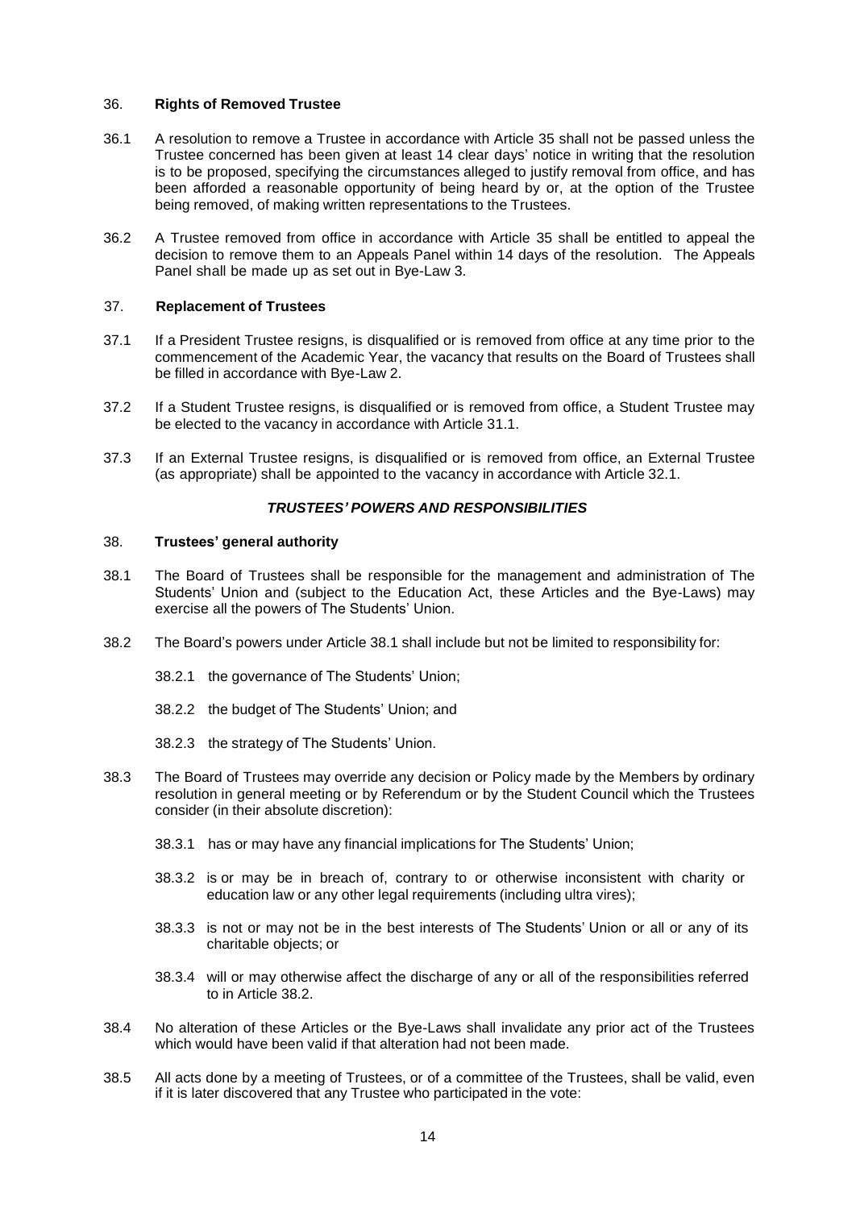## 36. **Rights of Removed Trustee**

36.1 A resolution to remove a Trustee in accordance with Article 35 shall not be passed unless the Trustee concerned has been given at least 14 clear days' notice in writing that the resolution is to be proposed, specifying the circumstances alleged to justify removal from office, and has been afforded a reasonable opportunity of being heard by or, at the option of the Trustee being removed, of making written representations to the Trustees.

36.2 A Trustee removed from office in accordance with Article 35 shall be entitled to appeal the decision to remove them to an Appeals Panel within 14 days of the resolution. The Appeals Panel shall be made up as set out in Bye-Law 3.

## 37. **Replacement of Trustees**

37.1 If a President Trustee resigns, is disqualified or is removed from office at any time prior to the commencement of the Academic Year, the vacancy that results on the Board of Trustees shall be filled in accordance with Bye-Law 2.

37.2 If a Student Trustee resigns, is disqualified or is removed from office, a Student Trustee may be elected to the vacancy in accordance with Article 31.1.

37.3 If an External Trustee resigns, is disqualified or is removed from office, an External Trustee (as appropriate) shall be appointed to the vacancy in accordance with Article 32.1.

### ***TRUSTEES' POWERS AND RESPONSIBILITIES***

## 38. **Trustees' general authority**

38.1 The Board of Trustees shall be responsible for the management and administration of The Students' Union and (subject to the Education Act, these Articles and the Bye-Laws) may exercise all the powers of The Students' Union.

38.2 The Board's powers under Article 38.1 shall include but not be limited to responsibility for:

38.2.1 the governance of The Students' Union;

38.2.2 the budget of The Students' Union; and

38.2.3 the strategy of The Students' Union.

38.3 The Board of Trustees may override any decision or Policy made by the Members by ordinary resolution in general meeting or by Referendum or by the Student Council which the Trustees consider (in their absolute discretion):

38.3.1 has or may have any financial implications for The Students' Union;

38.3.2 is or may be in breach of, contrary to or otherwise inconsistent with charity or education law or any other legal requirements (including ultra vires);

38.3.3 is not or may not be in the best interests of The Students' Union or all or any of its charitable objects; or

38.3.4 will or may otherwise affect the discharge of any or all of the responsibilities referred to in Article 38.2.

38.4 No alteration of these Articles or the Bye-Laws shall invalidate any prior act of the Trustees which would have been valid if that alteration had not been made.

38.5 All acts done by a meeting of Trustees, or of a committee of the Trustees, shall be valid, even if it is later discovered that any Trustee who participated in the vote: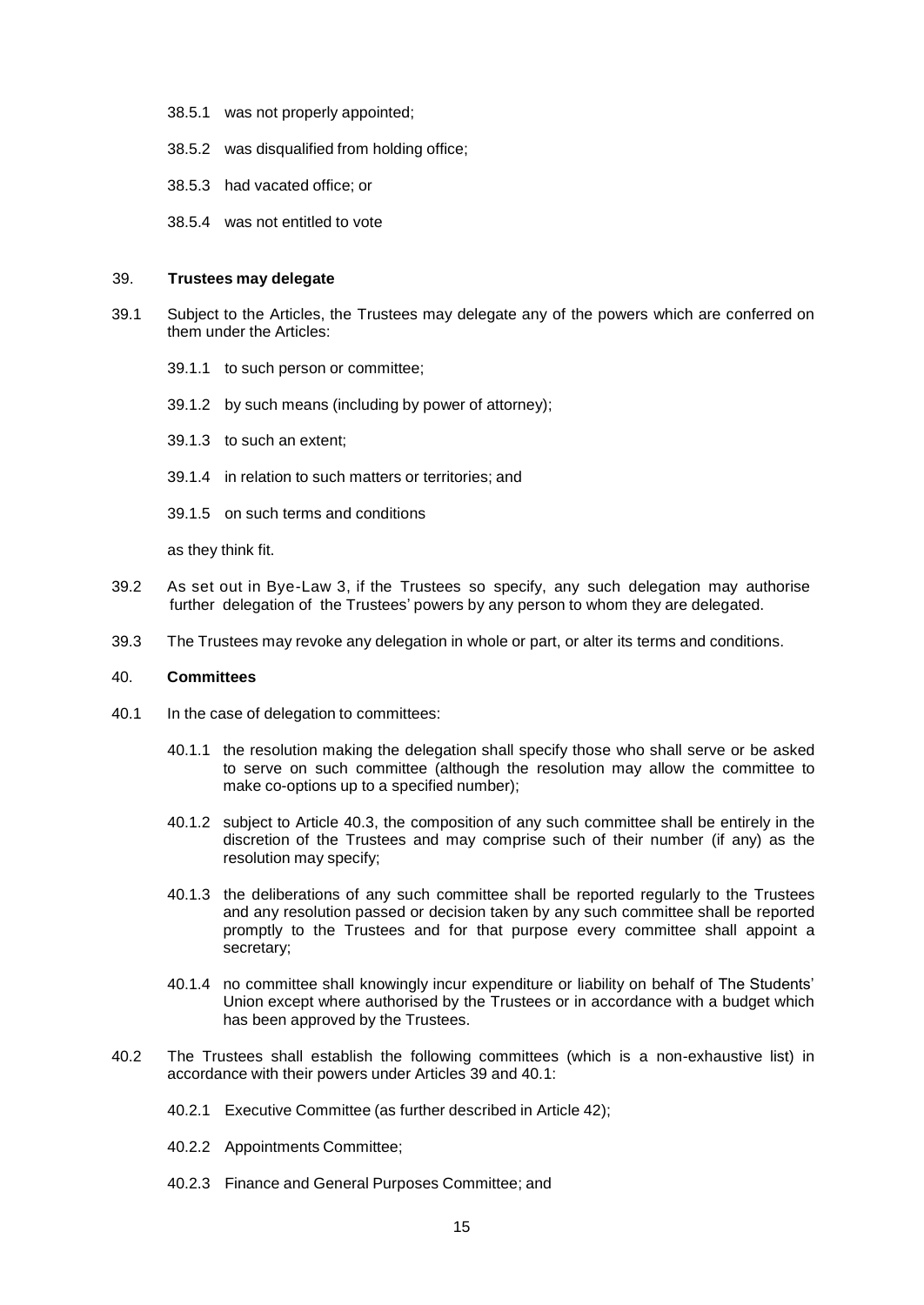38.5.1 was not properly appointed;

38.5.2 was disqualified from holding office;

38.5.3 had vacated office; or

38.5.4 was not entitled to vote

### 39. **Trustees may delegate**

39.1 Subject to the Articles, the Trustees may delegate any of the powers which are conferred on them under the Articles:

39.1.1 to such person or committee;

39.1.2 by such means (including by power of attorney);

39.1.3 to such an extent;

39.1.4 in relation to such matters or territories; and

39.1.5 on such terms and conditions

as they think fit.

39.2 As set out in Bye-Law 3, if the Trustees so specify, any such delegation may authorise further delegation of the Trustees' powers by any person to whom they are delegated.

39.3 The Trustees may revoke any delegation in whole or part, or alter its terms and conditions.

### 40. **Committees**

40.1 In the case of delegation to committees:

40.1.1 the resolution making the delegation shall specify those who shall serve or be asked to serve on such committee (although the resolution may allow the committee to make co-options up to a specified number);

40.1.2 subject to Article 40.3, the composition of any such committee shall be entirely in the discretion of the Trustees and may comprise such of their number (if any) as the resolution may specify;

40.1.3 the deliberations of any such committee shall be reported regularly to the Trustees and any resolution passed or decision taken by any such committee shall be reported promptly to the Trustees and for that purpose every committee shall appoint a secretary;

40.1.4 no committee shall knowingly incur expenditure or liability on behalf of The Students' Union except where authorised by the Trustees or in accordance with a budget which has been approved by the Trustees.

40.2 The Trustees shall establish the following committees (which is a non-exhaustive list) in accordance with their powers under Articles 39 and 40.1:

40.2.1 Executive Committee (as further described in Article 42);

40.2.2 Appointments Committee;

40.2.3 Finance and General Purposes Committee; and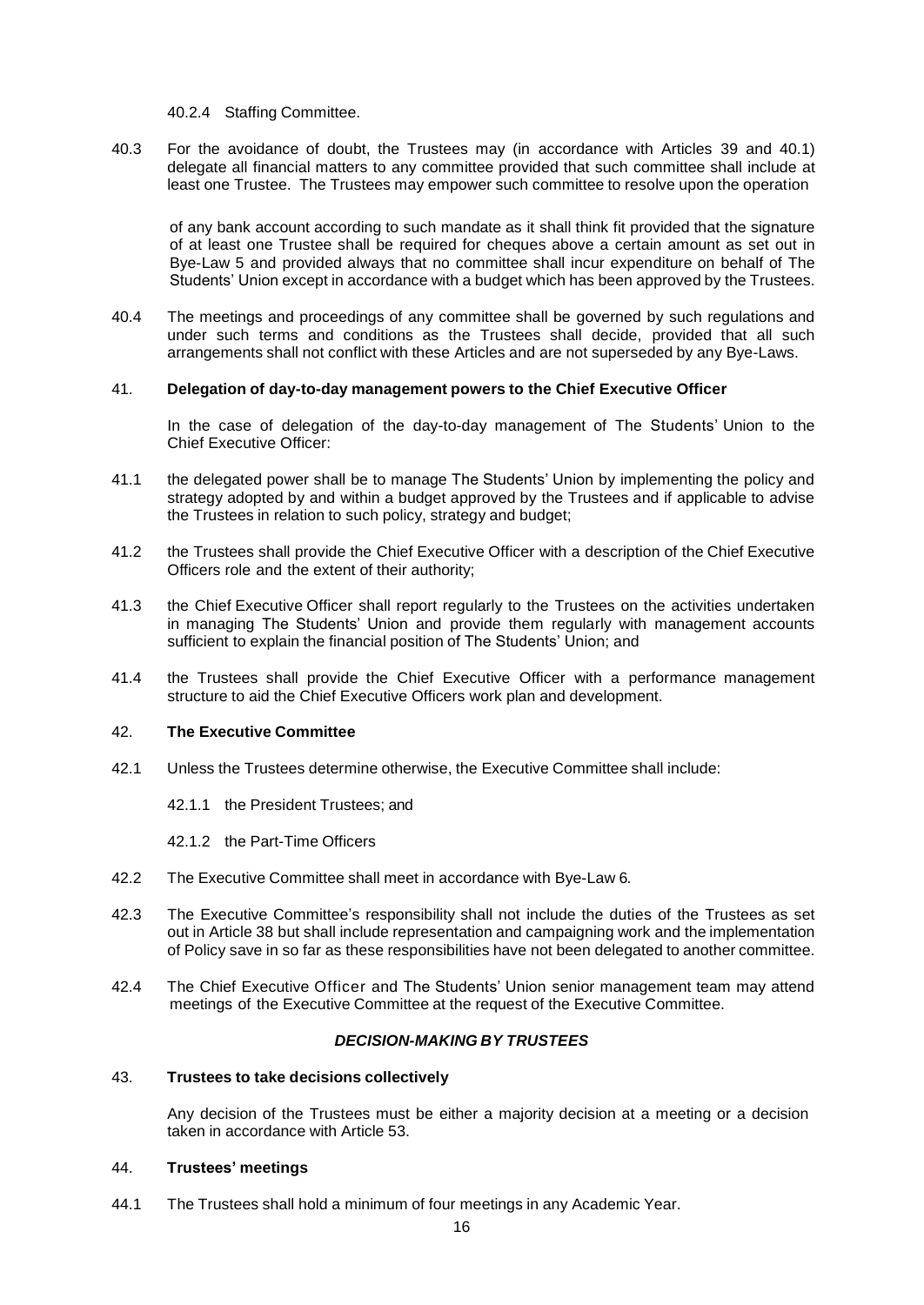40.2.4 Staffing Committee.

40.3 For the avoidance of doubt, the Trustees may (in accordance with Articles 39 and 40.1) delegate all financial matters to any committee provided that such committee shall include at least one Trustee. The Trustees may empower such committee to resolve upon the operation of any bank account according to such mandate as it shall think fit provided that the signature of at least one Trustee shall be required for cheques above a certain amount as set out in Bye-Law 5 and provided always that no committee shall incur expenditure on behalf of The Students' Union except in accordance with a budget which has been approved by the Trustees.

40.4 The meetings and proceedings of any committee shall be governed by such regulations and under such terms and conditions as the Trustees shall decide, provided that all such arrangements shall not conflict with these Articles and are not superseded by any Bye-Laws.

### 41. Delegation of day-to-day management powers to the Chief Executive Officer

In the case of delegation of the day-to-day management of The Students' Union to the Chief Executive Officer:

41.1 the delegated power shall be to manage The Students' Union by implementing the policy and strategy adopted by and within a budget approved by the Trustees and if applicable to advise the Trustees in relation to such policy, strategy and budget;

41.2 the Trustees shall provide the Chief Executive Officer with a description of the Chief Executive Officers role and the extent of their authority;

41.3 the Chief Executive Officer shall report regularly to the Trustees on the activities undertaken in managing The Students' Union and provide them regularly with management accounts sufficient to explain the financial position of The Students' Union; and

41.4 the Trustees shall provide the Chief Executive Officer with a performance management structure to aid the Chief Executive Officers work plan and development.

### 42. The Executive Committee

42.1 Unless the Trustees determine otherwise, the Executive Committee shall include:

42.1.1 the President Trustees; and

42.1.2 the Part-Time Officers

42.2 The Executive Committee shall meet in accordance with Bye-Law 6.

42.3 The Executive Committee's responsibility shall not include the duties of the Trustees as set out in Article 38 but shall include representation and campaigning work and the implementation of Policy save in so far as these responsibilities have not been delegated to another committee.

42.4 The Chief Executive Officer and The Students' Union senior management team may attend meetings of the Executive Committee at the request of the Executive Committee.

## *DECISION-MAKING BY TRUSTEES*

### 43. Trustees to take decisions collectively

Any decision of the Trustees must be either a majority decision at a meeting or a decision taken in accordance with Article 53.

### 44. Trustees' meetings

44.1 The Trustees shall hold a minimum of four meetings in any Academic Year.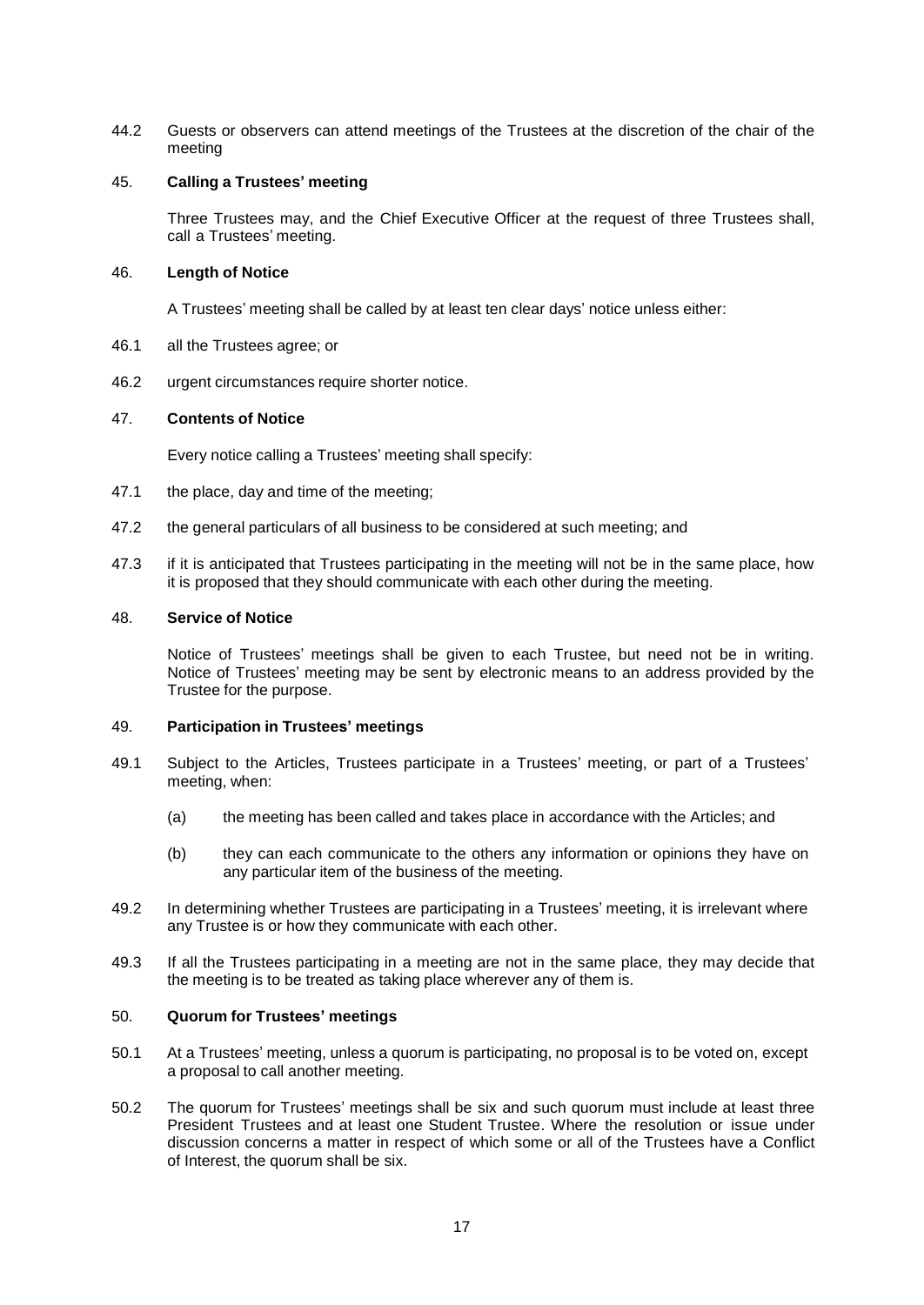44.2 Guests or observers can attend meetings of the Trustees at the discretion of the chair of the meeting

### 45. Calling a Trustees' meeting

Three Trustees may, and the Chief Executive Officer at the request of three Trustees shall, call a Trustees' meeting.

### 46. Length of Notice

A Trustees' meeting shall be called by at least ten clear days' notice unless either:

46.1 all the Trustees agree; or

46.2 urgent circumstances require shorter notice.

### 47. Contents of Notice

Every notice calling a Trustees' meeting shall specify:

47.1 the place, day and time of the meeting;

47.2 the general particulars of all business to be considered at such meeting; and

47.3 if it is anticipated that Trustees participating in the meeting will not be in the same place, how it is proposed that they should communicate with each other during the meeting.

### 48. Service of Notice

Notice of Trustees' meetings shall be given to each Trustee, but need not be in writing. Notice of Trustees' meeting may be sent by electronic means to an address provided by the Trustee for the purpose.

### 49. Participation in Trustees' meetings

49.1 Subject to the Articles, Trustees participate in a Trustees' meeting, or part of a Trustees' meeting, when:

(a) the meeting has been called and takes place in accordance with the Articles; and

(b) they can each communicate to the others any information or opinions they have on any particular item of the business of the meeting.

49.2 In determining whether Trustees are participating in a Trustees' meeting, it is irrelevant where any Trustee is or how they communicate with each other.

49.3 If all the Trustees participating in a meeting are not in the same place, they may decide that the meeting is to be treated as taking place wherever any of them is.

### 50. Quorum for Trustees' meetings

50.1 At a Trustees' meeting, unless a quorum is participating, no proposal is to be voted on, except a proposal to call another meeting.

50.2 The quorum for Trustees' meetings shall be six and such quorum must include at least three President Trustees and at least one Student Trustee. Where the resolution or issue under discussion concerns a matter in respect of which some or all of the Trustees have a Conflict of Interest, the quorum shall be six.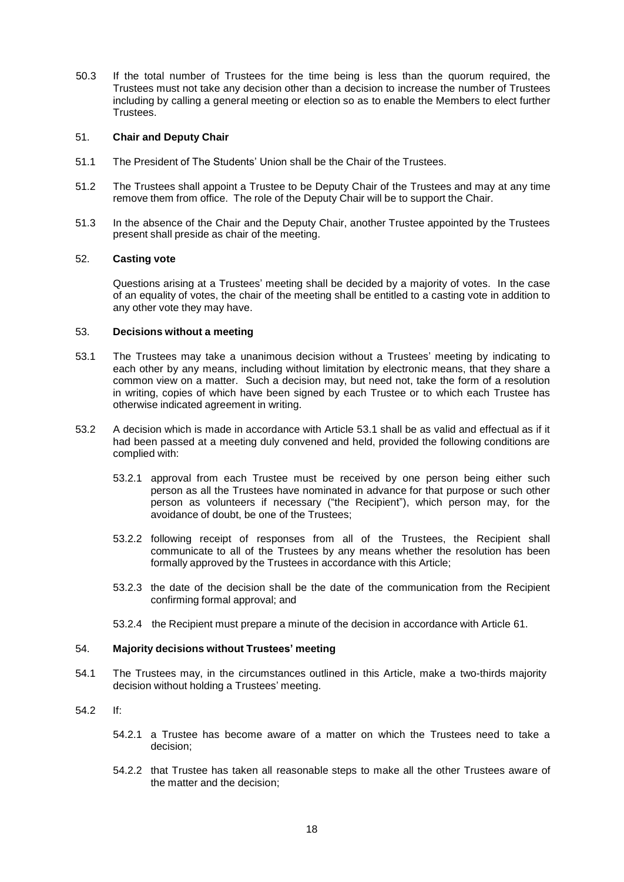50.3 If the total number of Trustees for the time being is less than the quorum required, the Trustees must not take any decision other than a decision to increase the number of Trustees including by calling a general meeting or election so as to enable the Members to elect further Trustees.

## 51. **Chair and Deputy Chair**

51.1 The President of The Students' Union shall be the Chair of the Trustees.

51.2 The Trustees shall appoint a Trustee to be Deputy Chair of the Trustees and may at any time remove them from office. The role of the Deputy Chair will be to support the Chair.

51.3 In the absence of the Chair and the Deputy Chair, another Trustee appointed by the Trustees present shall preside as chair of the meeting.

## 52. **Casting vote**

Questions arising at a Trustees' meeting shall be decided by a majority of votes. In the case of an equality of votes, the chair of the meeting shall be entitled to a casting vote in addition to any other vote they may have.

## 53. **Decisions without a meeting**

53.1 The Trustees may take a unanimous decision without a Trustees' meeting by indicating to each other by any means, including without limitation by electronic means, that they share a common view on a matter. Such a decision may, but need not, take the form of a resolution in writing, copies of which have been signed by each Trustee or to which each Trustee has otherwise indicated agreement in writing.

53.2 A decision which is made in accordance with Article 53.1 shall be as valid and effectual as if it had been passed at a meeting duly convened and held, provided the following conditions are complied with:

- 53.2.1 approval from each Trustee must be received by one person being either such person as all the Trustees have nominated in advance for that purpose or such other person as volunteers if necessary ("the Recipient"), which person may, for the avoidance of doubt, be one of the Trustees;
- 53.2.2 following receipt of responses from all of the Trustees, the Recipient shall communicate to all of the Trustees by any means whether the resolution has been formally approved by the Trustees in accordance with this Article;
- 53.2.3 the date of the decision shall be the date of the communication from the Recipient confirming formal approval; and
- 53.2.4 the Recipient must prepare a minute of the decision in accordance with Article 61.

## 54. **Majority decisions without Trustees' meeting**

54.1 The Trustees may, in the circumstances outlined in this Article, make a two-thirds majority decision without holding a Trustees' meeting.

54.2 If:

- 54.2.1 a Trustee has become aware of a matter on which the Trustees need to take a decision;
- 54.2.2 that Trustee has taken all reasonable steps to make all the other Trustees aware of the matter and the decision;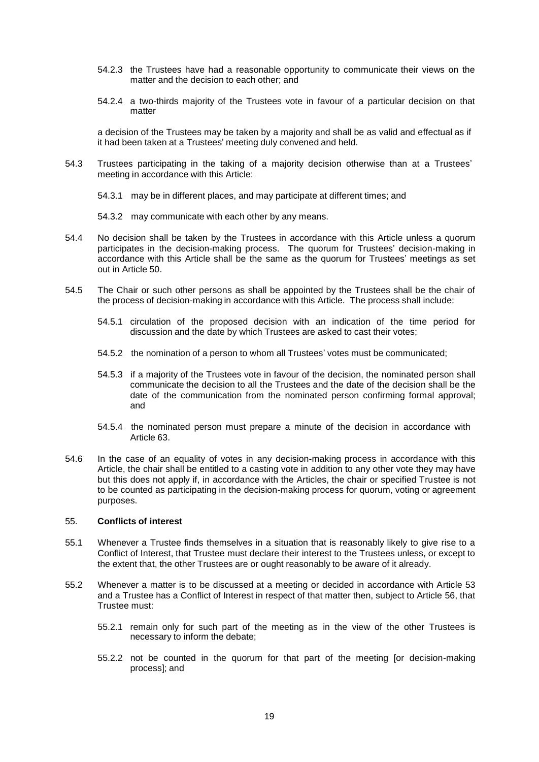54.2.3 the Trustees have had a reasonable opportunity to communicate their views on the matter and the decision to each other; and

54.2.4 a two-thirds majority of the Trustees vote in favour of a particular decision on that matter

a decision of the Trustees may be taken by a majority and shall be as valid and effectual as if it had been taken at a Trustees' meeting duly convened and held.

54.3 Trustees participating in the taking of a majority decision otherwise than at a Trustees' meeting in accordance with this Article:

54.3.1 may be in different places, and may participate at different times; and

54.3.2 may communicate with each other by any means.

54.4 No decision shall be taken by the Trustees in accordance with this Article unless a quorum participates in the decision-making process. The quorum for Trustees' decision-making in accordance with this Article shall be the same as the quorum for Trustees' meetings as set out in Article 50.

54.5 The Chair or such other persons as shall be appointed by the Trustees shall be the chair of the process of decision-making in accordance with this Article. The process shall include:

54.5.1 circulation of the proposed decision with an indication of the time period for discussion and the date by which Trustees are asked to cast their votes;

54.5.2 the nomination of a person to whom all Trustees' votes must be communicated;

54.5.3 if a majority of the Trustees vote in favour of the decision, the nominated person shall communicate the decision to all the Trustees and the date of the decision shall be the date of the communication from the nominated person confirming formal approval; and

54.5.4 the nominated person must prepare a minute of the decision in accordance with Article 63.

54.6 In the case of an equality of votes in any decision-making process in accordance with this Article, the chair shall be entitled to a casting vote in addition to any other vote they may have but this does not apply if, in accordance with the Articles, the chair or specified Trustee is not to be counted as participating in the decision-making process for quorum, voting or agreement purposes.

55. **Conflicts of interest**

55.1 Whenever a Trustee finds themselves in a situation that is reasonably likely to give rise to a Conflict of Interest, that Trustee must declare their interest to the Trustees unless, or except to the extent that, the other Trustees are or ought reasonably to be aware of it already.

55.2 Whenever a matter is to be discussed at a meeting or decided in accordance with Article 53 and a Trustee has a Conflict of Interest in respect of that matter then, subject to Article 56, that Trustee must:

55.2.1 remain only for such part of the meeting as in the view of the other Trustees is necessary to inform the debate;

55.2.2 not be counted in the quorum for that part of the meeting [or decision-making process]; and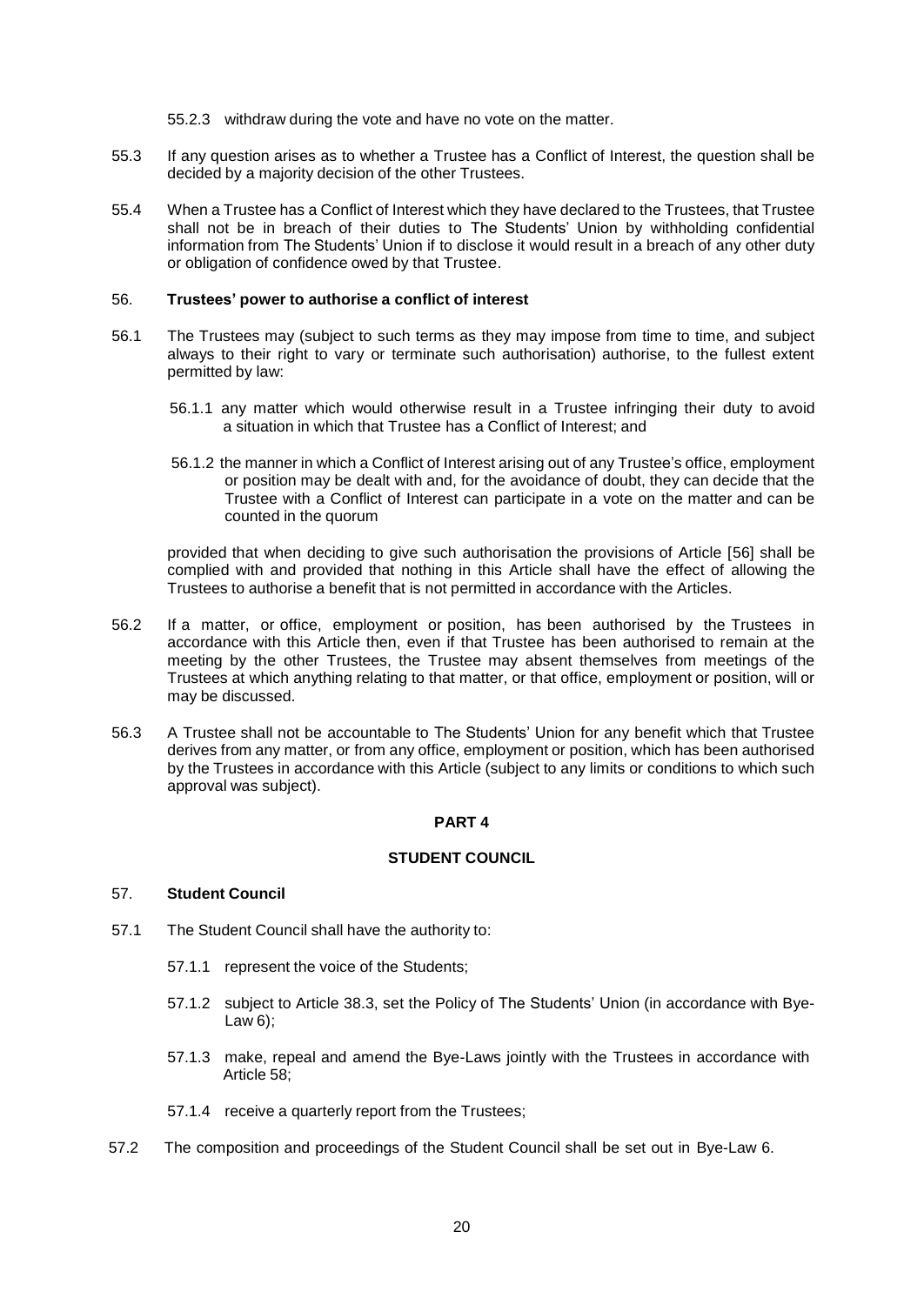55.2.3 withdraw during the vote and have no vote on the matter.

55.3 If any question arises as to whether a Trustee has a Conflict of Interest, the question shall be decided by a majority decision of the other Trustees.

55.4 When a Trustee has a Conflict of Interest which they have declared to the Trustees, that Trustee shall not be in breach of their duties to The Students' Union by withholding confidential information from The Students' Union if to disclose it would result in a breach of any other duty or obligation of confidence owed by that Trustee.

56. **Trustees' power to authorise a conflict of interest**

56.1 The Trustees may (subject to such terms as they may impose from time to time, and subject always to their right to vary or terminate such authorisation) authorise, to the fullest extent permitted by law:

56.1.1 any matter which would otherwise result in a Trustee infringing their duty to avoid a situation in which that Trustee has a Conflict of Interest; and

56.1.2 the manner in which a Conflict of Interest arising out of any Trustee's office, employment or position may be dealt with and, for the avoidance of doubt, they can decide that the Trustee with a Conflict of Interest can participate in a vote on the matter and can be counted in the quorum

provided that when deciding to give such authorisation the provisions of Article [56] shall be complied with and provided that nothing in this Article shall have the effect of allowing the Trustees to authorise a benefit that is not permitted in accordance with the Articles.

56.2 If a matter, or office, employment or position, has been authorised by the Trustees in accordance with this Article then, even if that Trustee has been authorised to remain at the meeting by the other Trustees, the Trustee may absent themselves from meetings of the Trustees at which anything relating to that matter, or that office, employment or position, will or may be discussed.

56.3 A Trustee shall not be accountable to The Students' Union for any benefit which that Trustee derives from any matter, or from any office, employment or position, which has been authorised by the Trustees in accordance with this Article (subject to any limits or conditions to which such approval was subject).

## PART 4

## STUDENT COUNCIL

57. **Student Council**

57.1 The Student Council shall have the authority to:

57.1.1 represent the voice of the Students;

57.1.2 subject to Article 38.3, set the Policy of The Students' Union (in accordance with Bye-Law 6);

57.1.3 make, repeal and amend the Bye-Laws jointly with the Trustees in accordance with Article 58;

57.1.4 receive a quarterly report from the Trustees;

57.2 The composition and proceedings of the Student Council shall be set out in Bye-Law 6.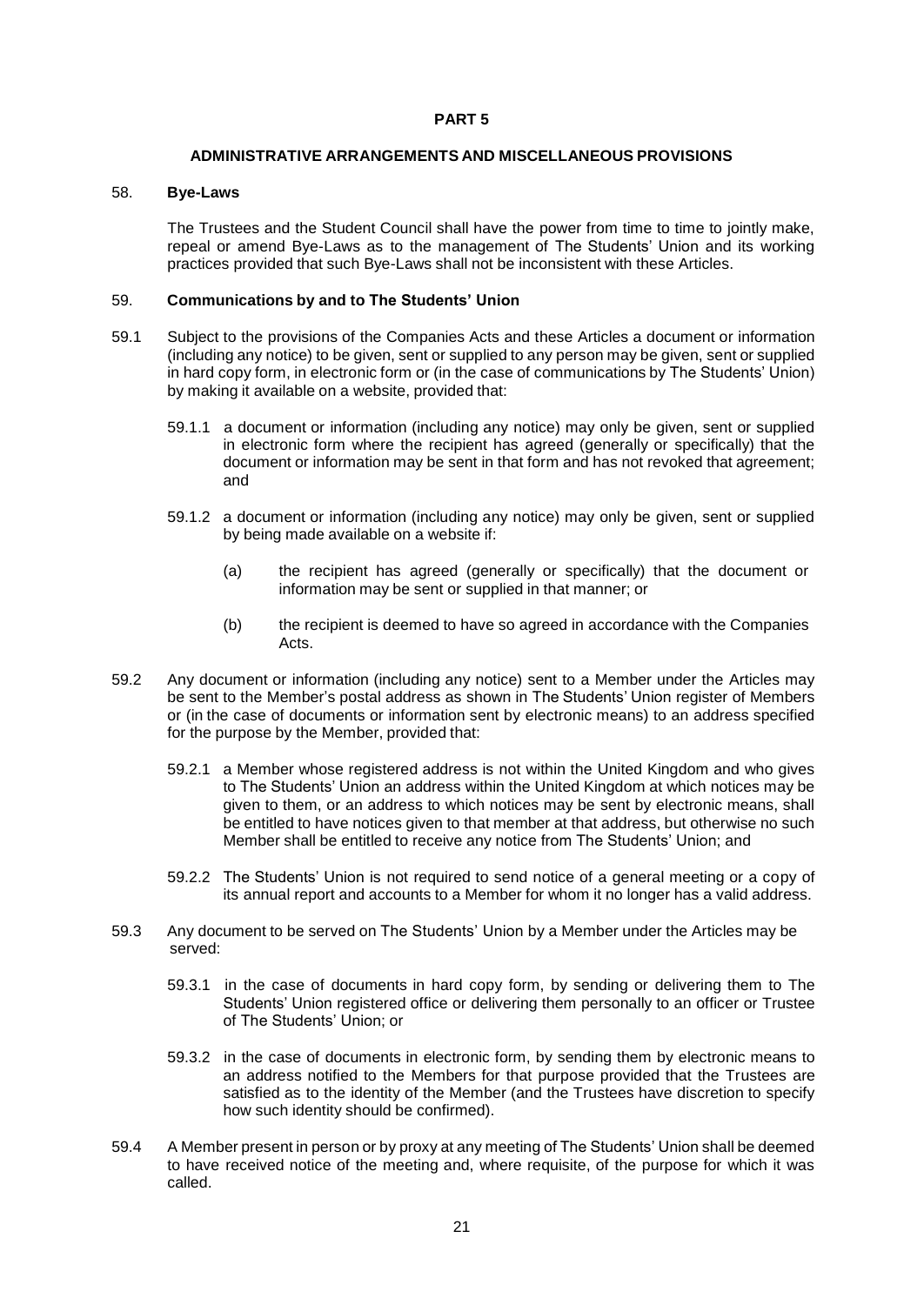## PART 5

### ADMINISTRATIVE ARRANGEMENTS AND MISCELLANEOUS PROVISIONS

#### 58. Bye-Laws

The Trustees and the Student Council shall have the power from time to time to jointly make, repeal or amend Bye-Laws as to the management of The Students' Union and its working practices provided that such Bye-Laws shall not be inconsistent with these Articles.

#### 59. Communications by and to The Students' Union

59.1 Subject to the provisions of the Companies Acts and these Articles a document or information (including any notice) to be given, sent or supplied to any person may be given, sent or supplied in hard copy form, in electronic form or (in the case of communications by The Students' Union) by making it available on a website, provided that:

59.1.1 a document or information (including any notice) may only be given, sent or supplied in electronic form where the recipient has agreed (generally or specifically) that the document or information may be sent in that form and has not revoked that agreement; and

59.1.2 a document or information (including any notice) may only be given, sent or supplied by being made available on a website if:

(a) the recipient has agreed (generally or specifically) that the document or information may be sent or supplied in that manner; or

(b) the recipient is deemed to have so agreed in accordance with the Companies Acts.

59.2 Any document or information (including any notice) sent to a Member under the Articles may be sent to the Member's postal address as shown in The Students' Union register of Members or (in the case of documents or information sent by electronic means) to an address specified for the purpose by the Member, provided that:

59.2.1 a Member whose registered address is not within the United Kingdom and who gives to The Students' Union an address within the United Kingdom at which notices may be given to them, or an address to which notices may be sent by electronic means, shall be entitled to have notices given to that member at that address, but otherwise no such Member shall be entitled to receive any notice from The Students' Union; and

59.2.2 The Students' Union is not required to send notice of a general meeting or a copy of its annual report and accounts to a Member for whom it no longer has a valid address.

59.3 Any document to be served on The Students' Union by a Member under the Articles may be served:

59.3.1 in the case of documents in hard copy form, by sending or delivering them to The Students' Union registered office or delivering them personally to an officer or Trustee of The Students' Union; or

59.3.2 in the case of documents in electronic form, by sending them by electronic means to an address notified to the Members for that purpose provided that the Trustees are satisfied as to the identity of the Member (and the Trustees have discretion to specify how such identity should be confirmed).

59.4 A Member present in person or by proxy at any meeting of The Students' Union shall be deemed to have received notice of the meeting and, where requisite, of the purpose for which it was called.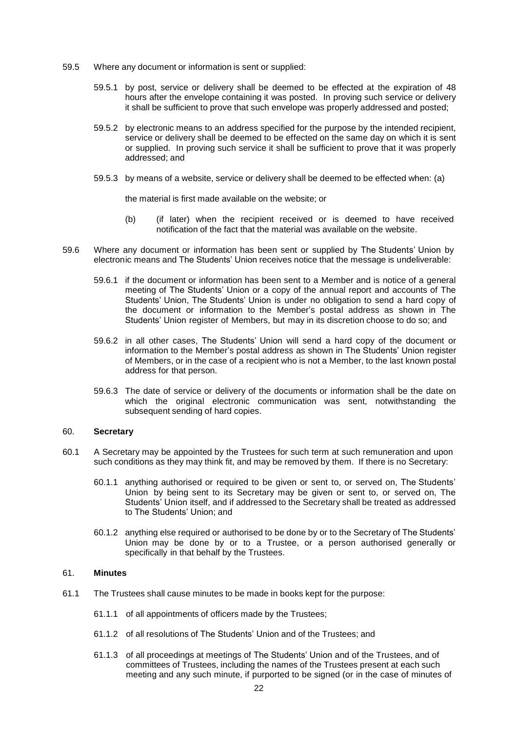59.5 Where any document or information is sent or supplied:

59.5.1 by post, service or delivery shall be deemed to be effected at the expiration of 48 hours after the envelope containing it was posted. In proving such service or delivery it shall be sufficient to prove that such envelope was properly addressed and posted;

59.5.2 by electronic means to an address specified for the purpose by the intended recipient, service or delivery shall be deemed to be effected on the same day on which it is sent or supplied. In proving such service it shall be sufficient to prove that it was properly addressed; and

59.5.3 by means of a website, service or delivery shall be deemed to be effected when: (a)

the material is first made available on the website; or

(b) (if later) when the recipient received or is deemed to have received notification of the fact that the material was available on the website.

59.6 Where any document or information has been sent or supplied by The Students' Union by electronic means and The Students' Union receives notice that the message is undeliverable:

59.6.1 if the document or information has been sent to a Member and is notice of a general meeting of The Students' Union or a copy of the annual report and accounts of The Students' Union, The Students' Union is under no obligation to send a hard copy of the document or information to the Member's postal address as shown in The Students' Union register of Members, but may in its discretion choose to do so; and

59.6.2 in all other cases, The Students' Union will send a hard copy of the document or information to the Member's postal address as shown in The Students' Union register of Members, or in the case of a recipient who is not a Member, to the last known postal address for that person.

59.6.3 The date of service or delivery of the documents or information shall be the date on which the original electronic communication was sent, notwithstanding the subsequent sending of hard copies.

## 60. **Secretary**

60.1 A Secretary may be appointed by the Trustees for such term at such remuneration and upon such conditions as they may think fit, and may be removed by them. If there is no Secretary:

60.1.1 anything authorised or required to be given or sent to, or served on, The Students' Union by being sent to its Secretary may be given or sent to, or served on, The Students' Union itself, and if addressed to the Secretary shall be treated as addressed to The Students' Union; and

60.1.2 anything else required or authorised to be done by or to the Secretary of The Students' Union may be done by or to a Trustee, or a person authorised generally or specifically in that behalf by the Trustees.

## 61. **Minutes**

61.1 The Trustees shall cause minutes to be made in books kept for the purpose:

61.1.1 of all appointments of officers made by the Trustees;

61.1.2 of all resolutions of The Students' Union and of the Trustees; and

61.1.3 of all proceedings at meetings of The Students' Union and of the Trustees, and of committees of Trustees, including the names of the Trustees present at each such meeting and any such minute, if purported to be signed (or in the case of minutes of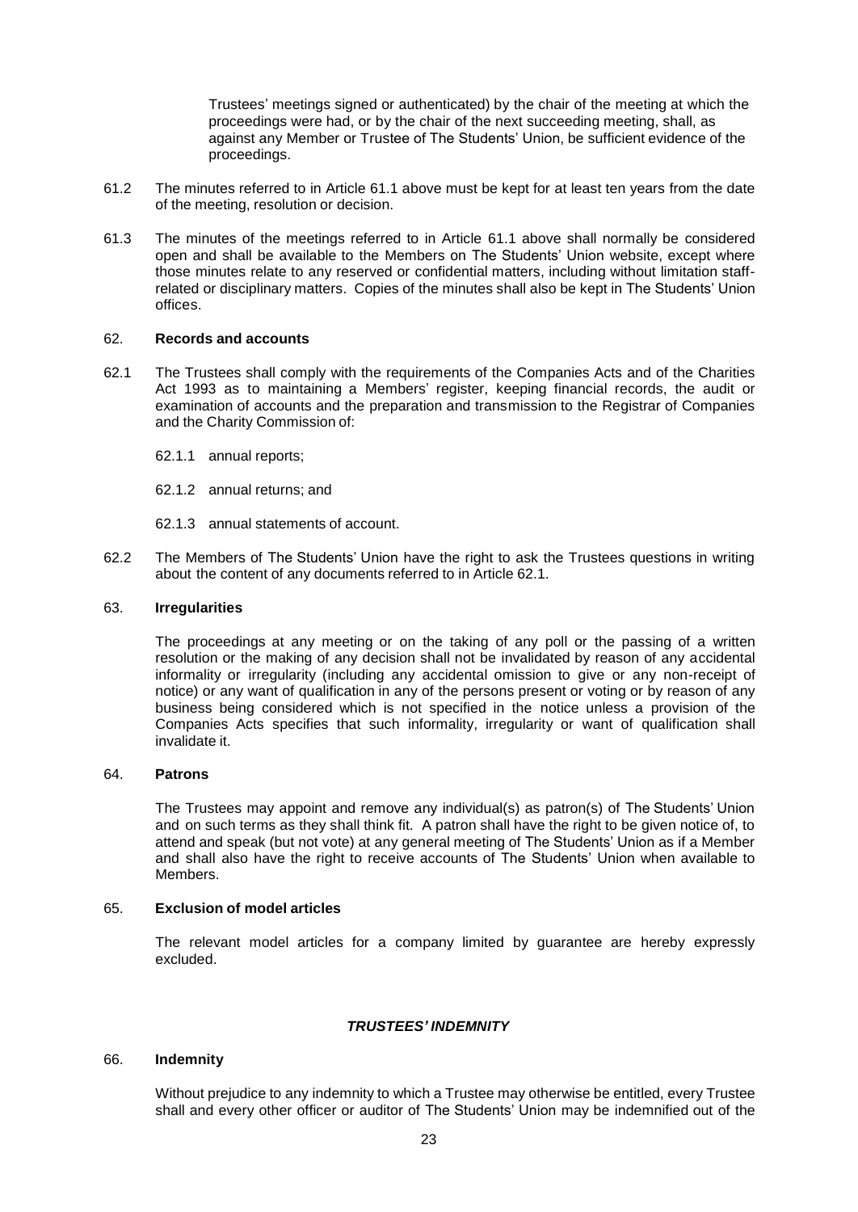Trustees' meetings signed or authenticated) by the chair of the meeting at which the proceedings were had, or by the chair of the next succeeding meeting, shall, as against any Member or Trustee of The Students' Union, be sufficient evidence of the proceedings.

61.2 The minutes referred to in Article 61.1 above must be kept for at least ten years from the date of the meeting, resolution or decision.

61.3 The minutes of the meetings referred to in Article 61.1 above shall normally be considered open and shall be available to the Members on The Students' Union website, except where those minutes relate to any reserved or confidential matters, including without limitation staff-related or disciplinary matters. Copies of the minutes shall also be kept in The Students' Union offices.

62. **Records and accounts**

62.1 The Trustees shall comply with the requirements of the Companies Acts and of the Charities Act 1993 as to maintaining a Members' register, keeping financial records, the audit or examination of accounts and the preparation and transmission to the Registrar of Companies and the Charity Commission of:

62.1.1 annual reports;

62.1.2 annual returns; and

62.1.3 annual statements of account.

62.2 The Members of The Students' Union have the right to ask the Trustees questions in writing about the content of any documents referred to in Article 62.1.

63. **Irregularities**

The proceedings at any meeting or on the taking of any poll or the passing of a written resolution or the making of any decision shall not be invalidated by reason of any accidental informality or irregularity (including any accidental omission to give or any non-receipt of notice) or any want of qualification in any of the persons present or voting or by reason of any business being considered which is not specified in the notice unless a provision of the Companies Acts specifies that such informality, irregularity or want of qualification shall invalidate it.

64. **Patrons**

The Trustees may appoint and remove any individual(s) as patron(s) of The Students' Union and on such terms as they shall think fit. A patron shall have the right to be given notice of, to attend and speak (but not vote) at any general meeting of The Students' Union as if a Member and shall also have the right to receive accounts of The Students' Union when available to Members.

65. **Exclusion of model articles**

The relevant model articles for a company limited by guarantee are hereby expressly excluded.

***TRUSTEES' INDEMNITY***

66. **Indemnity**

Without prejudice to any indemnity to which a Trustee may otherwise be entitled, every Trustee shall and every other officer or auditor of The Students' Union may be indemnified out of the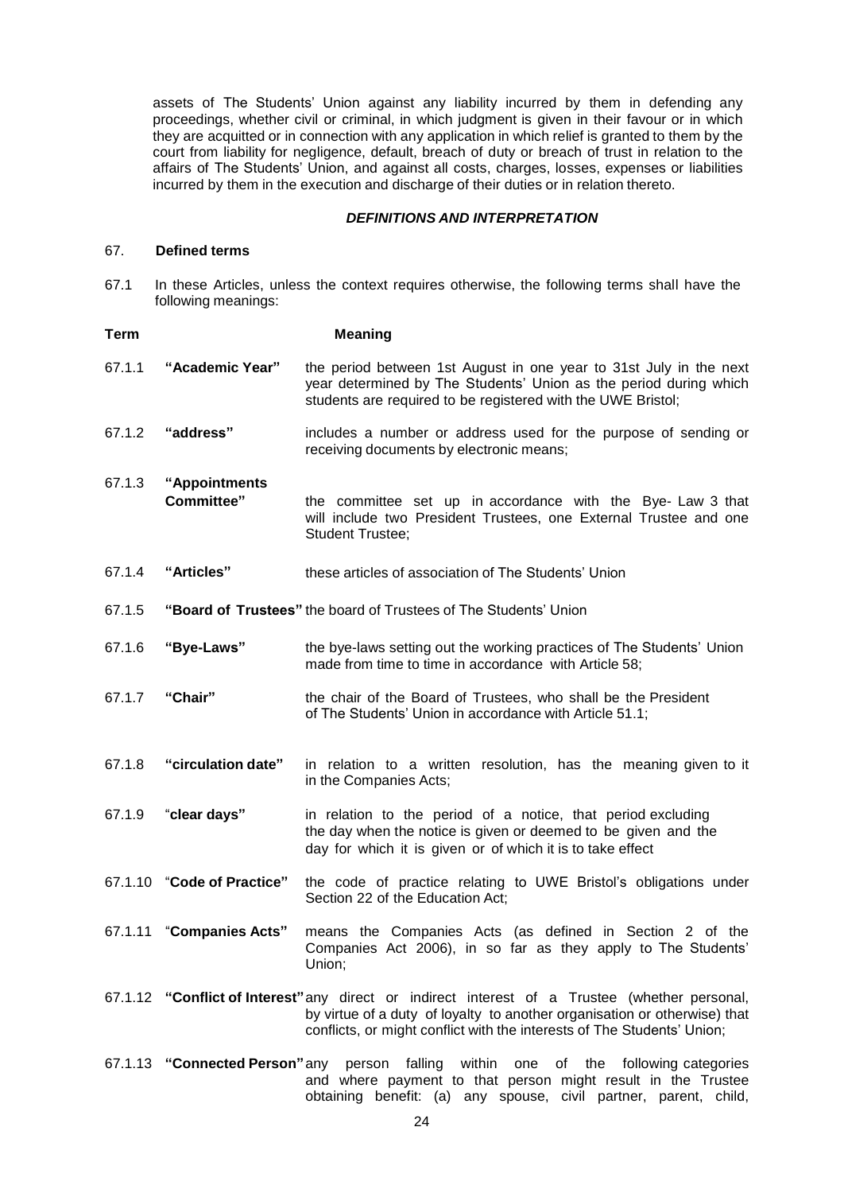assets of The Students' Union against any liability incurred by them in defending any proceedings, whether civil or criminal, in which judgment is given in their favour or in which they are acquitted or in connection with any application in which relief is granted to them by the court from liability for negligence, default, breach of duty or breach of trust in relation to the affairs of The Students' Union, and against all costs, charges, losses, expenses or liabilities incurred by them in the execution and discharge of their duties or in relation thereto.

### *DEFINITIONS AND INTERPRETATION*

67. **Defined terms**

67.1 In these Articles, unless the context requires otherwise, the following terms shall have the following meanings:

| | Term | Meaning |
|---|---|---|
| 67.1.1 | **"Academic Year"** | the period between 1st August in one year to 31st July in the next year determined by The Students' Union as the period during which students are required to be registered with the UWE Bristol; |
| 67.1.2 | **"address"** | includes a number or address used for the purpose of sending or receiving documents by electronic means; |
| 67.1.3 | **"Appointments Committee"** | the committee set up in accordance with the Bye- Law 3 that will include two President Trustees, one External Trustee and one Student Trustee; |
| 67.1.4 | **"Articles"** | these articles of association of The Students' Union |
| 67.1.5 | **"Board of Trustees"** | the board of Trustees of The Students' Union |
| 67.1.6 | **"Bye-Laws"** | the bye-laws setting out the working practices of The Students' Union made from time to time in accordance with Article 58; |
| 67.1.7 | **"Chair"** | the chair of the Board of Trustees, who shall be the President of The Students' Union in accordance with Article 51.1; |
| 67.1.8 | **"circulation date"** | in relation to a written resolution, has the meaning given to it in the Companies Acts; |
| 67.1.9 | **"clear days"** | in relation to the period of a notice, that period excluding the day when the notice is given or deemed to be given and the day for which it is given or of which it is to take effect |
| 67.1.10 | **"Code of Practice"** | the code of practice relating to UWE Bristol's obligations under Section 22 of the Education Act; |
| 67.1.11 | **"Companies Acts"** | means the Companies Acts (as defined in Section 2 of the Companies Act 2006), in so far as they apply to The Students' Union; |
| 67.1.12 | **"Conflict of Interest"** | any direct or indirect interest of a Trustee (whether personal, by virtue of a duty of loyalty to another organisation or otherwise) that conflicts, or might conflict with the interests of The Students' Union; |
| 67.1.13 | **"Connected Person"** | any person falling within one of the following categories and where payment to that person might result in the Trustee obtaining benefit: (a) any spouse, civil partner, parent, child, |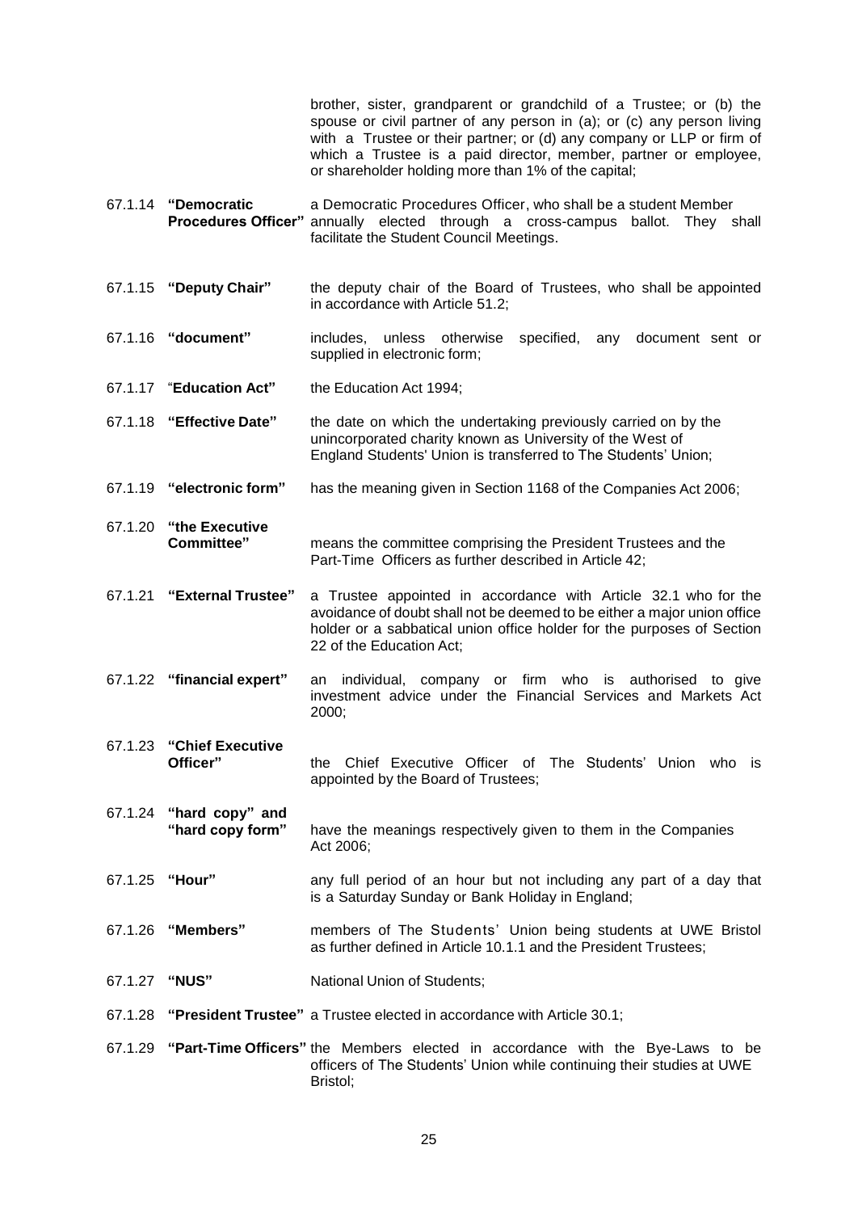brother, sister, grandparent or grandchild of a Trustee; or (b) the spouse or civil partner of any person in (a); or (c) any person living with a Trustee or their partner; or (d) any company or LLP or firm of which a Trustee is a paid director, member, partner or employee, or shareholder holding more than 1% of the capital;

67.1.14 **"Democratic Procedures Officer"** a Democratic Procedures Officer, who shall be a student Member annually elected through a cross-campus ballot. They shall facilitate the Student Council Meetings.

67.1.15 **"Deputy Chair"** the deputy chair of the Board of Trustees, who shall be appointed in accordance with Article 51.2;

67.1.16 **"document"** includes, unless otherwise specified, any document sent or supplied in electronic form;

67.1.17 "**Education Act"** the Education Act 1994;

67.1.18 **"Effective Date"** the date on which the undertaking previously carried on by the unincorporated charity known as University of the West of England Students' Union is transferred to The Students' Union;

67.1.19 **"electronic form"** has the meaning given in Section 1168 of the Companies Act 2006;

67.1.20 **"the Executive Committee"** means the committee comprising the President Trustees and the Part-Time Officers as further described in Article 42;

67.1.21 **"External Trustee"** a Trustee appointed in accordance with Article 32.1 who for the avoidance of doubt shall not be deemed to be either a major union office holder or a sabbatical union office holder for the purposes of Section 22 of the Education Act;

67.1.22 **"financial expert"** an individual, company or firm who is authorised to give investment advice under the Financial Services and Markets Act 2000;

67.1.23 **"Chief Executive Officer"** the Chief Executive Officer of The Students' Union who is appointed by the Board of Trustees;

67.1.24 **"hard copy" and "hard copy form"** have the meanings respectively given to them in the Companies Act 2006;

67.1.25 **"Hour"** any full period of an hour but not including any part of a day that is a Saturday Sunday or Bank Holiday in England;

67.1.26 **"Members"** members of The Students' Union being students at UWE Bristol as further defined in Article 10.1.1 and the President Trustees;

67.1.27 **"NUS"** National Union of Students;

67.1.28 **"President Trustee"** a Trustee elected in accordance with Article 30.1;

67.1.29 **"Part-Time Officers"** the Members elected in accordance with the Bye-Laws to be officers of The Students' Union while continuing their studies at UWE Bristol;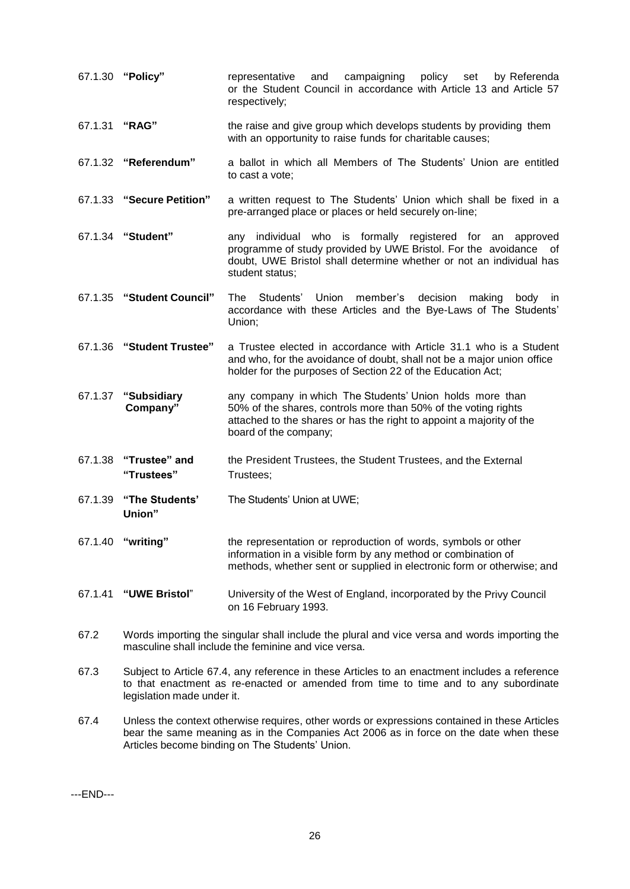| | | |
|---|---|---|
| 67.1.30 | **"Policy"** | representative and campaigning policy set by Referenda or the Student Council in accordance with Article 13 and Article 57 respectively; |
| 67.1.31 | **"RAG"** | the raise and give group which develops students by providing them with an opportunity to raise funds for charitable causes; |
| 67.1.32 | **"Referendum"** | a ballot in which all Members of The Students' Union are entitled to cast a vote; |
| 67.1.33 | **"Secure Petition"** | a written request to The Students' Union which shall be fixed in a pre-arranged place or places or held securely on-line; |
| 67.1.34 | **"Student"** | any individual who is formally registered for an approved programme of study provided by UWE Bristol. For the avoidance of doubt, UWE Bristol shall determine whether or not an individual has student status; |
| 67.1.35 | **"Student Council"** | The Students' Union member's decision making body in accordance with these Articles and the Bye-Laws of The Students' Union; |
| 67.1.36 | **"Student Trustee"** | a Trustee elected in accordance with Article 31.1 who is a Student and who, for the avoidance of doubt, shall not be a major union office holder for the purposes of Section 22 of the Education Act; |
| 67.1.37 | **"Subsidiary Company"** | any company in which The Students' Union holds more than 50% of the shares, controls more than 50% of the voting rights attached to the shares or has the right to appoint a majority of the board of the company; |
| 67.1.38 | **"Trustee" and "Trustees"** | the President Trustees, the Student Trustees, and the External Trustees; |
| 67.1.39 | **"The Students' Union"** | The Students' Union at UWE; |
| 67.1.40 | **"writing"** | the representation or reproduction of words, symbols or other information in a visible form by any method or combination of methods, whether sent or supplied in electronic form or otherwise; and |
| 67.1.41 | **"UWE Bristol"** | University of the West of England, incorporated by the Privy Council on 16 February 1993. |

67.2 Words importing the singular shall include the plural and vice versa and words importing the masculine shall include the feminine and vice versa.

67.3 Subject to Article 67.4, any reference in these Articles to an enactment includes a reference to that enactment as re-enacted or amended from time to time and to any subordinate legislation made under it.

67.4 Unless the context otherwise requires, other words or expressions contained in these Articles bear the same meaning as in the Companies Act 2006 as in force on the date when these Articles become binding on The Students' Union.

---END---